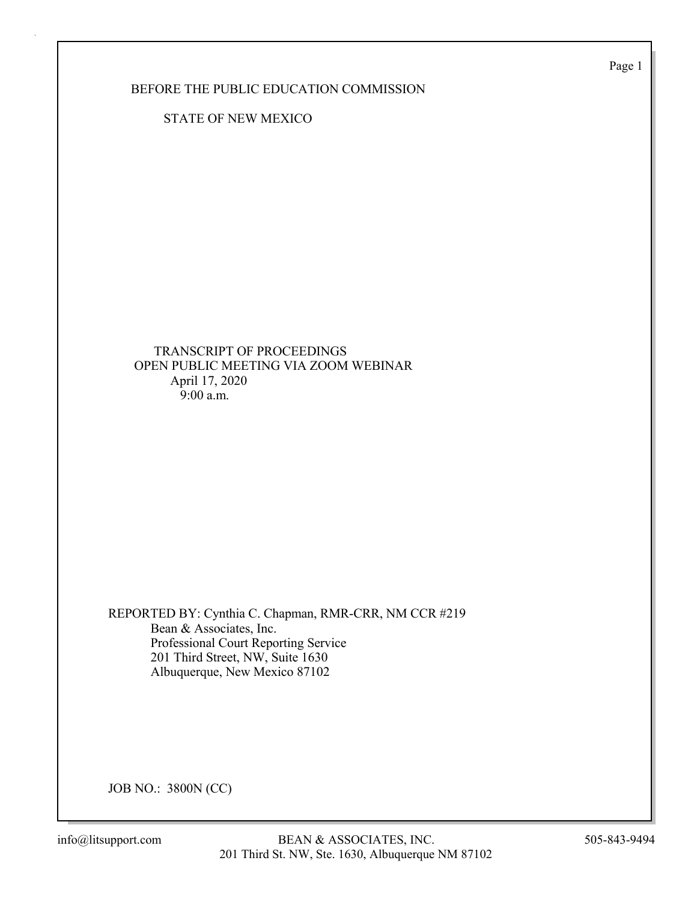BEFORE THE PUBLIC EDUCATION COMMISSION

STATE OF NEW MEXICO

TRANSCRIPT OF PROCEEDINGS
OPEN PUBLIC MEETING VIA ZOOM WEBINAR
April 17, 2020
9:00 a.m.

REPORTED BY: Cynthia C. Chapman, RMR-CRR, NM CCR #219
Bean & Associates, Inc.
Professional Court Reporting Service
201 Third Street, NW, Suite 1630
Albuquerque, New Mexico 87102

JOB NO.: 3800N (CC)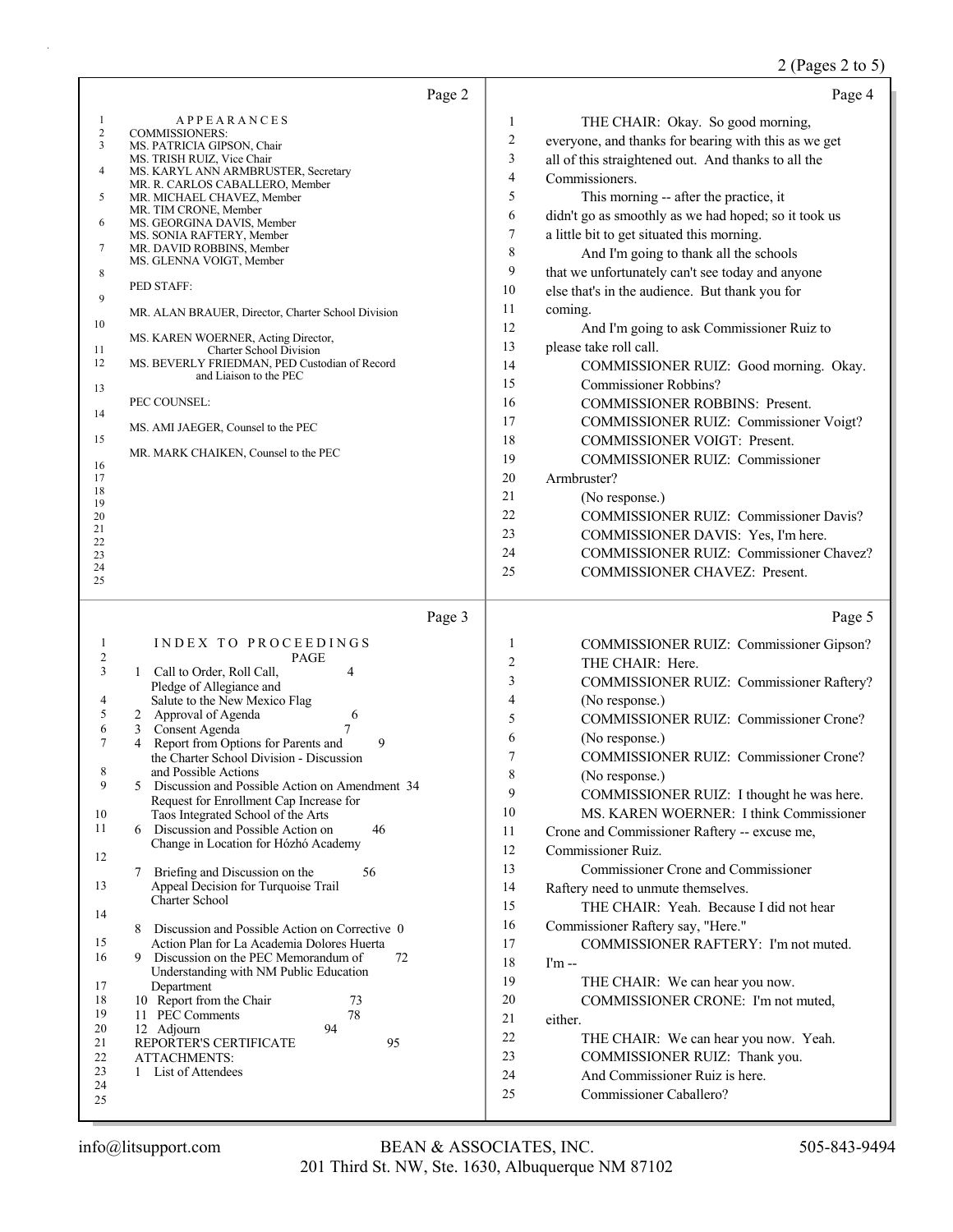Page 2

APPEARANCES

COMMISSIONERS:
MS. PATRICIA GIPSON, Chair
MS. TRISH RUIZ, Vice Chair
MS. KARYL ANN ARMBRUSTER, Secretary
MR. R. CARLOS CABALLERO, Member
MR. MICHAEL CHAVEZ, Member
MR. TIM CRONE, Member
MS. GEORGINA DAVIS, Member
MS. SONIA RAFTERY, Member
MR. DAVID ROBBINS, Member
MS. GLENNA VOIGT, Member

PED STAFF:

MR. ALAN BRAUER, Director, Charter School Division

MS. KAREN WOERNER, Acting Director, Charter School Division
MS. BEVERLY FRIEDMAN, PED Custodian of Record and Liaison to the PEC

PEC COUNSEL:

MS. AMI JAEGER, Counsel to the PEC

MR. MARK CHAIKEN, Counsel to the PEC

Page 3

INDEX TO PROCEEDINGS

| | | PAGE |
|---|---|---|
| 1 | Call to Order, Roll Call, Pledge of Allegiance and Salute to the New Mexico Flag | 4 |
| 2 | Approval of Agenda | 6 |
| 3 | Consent Agenda | 7 |
| 4 | Report from Options for Parents and the Charter School Division - Discussion and Possible Actions | 9 |
| 5 | Discussion and Possible Action on Amendment Request for Enrollment Cap Increase for Taos Integrated School of the Arts | 34 |
| 6 | Discussion and Possible Action on Change in Location for Hózhó Academy | 46 |
| 7 | Briefing and Discussion on the Appeal Decision for Turquoise Trail Charter School | 56 |
| 8 | Discussion and Possible Action on Corrective Action Plan for La Academia Dolores Huerta | 0 |
| 9 | Discussion on the PEC Memorandum of Understanding with NM Public Education Department | 72 |
| 10 | Report from the Chair | 73 |
| 11 | PEC Comments | 78 |
| 12 | Adjourn | 94 |
| | REPORTER'S CERTIFICATE | 95 |

ATTACHMENTS:
1 List of Attendees

Page 4

1 THE CHAIR: Okay. So good morning,
2 everyone, and thanks for bearing with this as we get
3 all of this straightened out. And thanks to all the
4 Commissioners.
5 This morning -- after the practice, it
6 didn't go as smoothly as we had hoped; so it took us
7 a little bit to get situated this morning.
8 And I'm going to thank all the schools
9 that we unfortunately can't see today and anyone
10 else that's in the audience. But thank you for
11 coming.
12 And I'm going to ask Commissioner Ruiz to
13 please take roll call.
14 COMMISSIONER RUIZ: Good morning. Okay.
15 Commissioner Robbins?
16 COMMISSIONER ROBBINS: Present.
17 COMMISSIONER RUIZ: Commissioner Voigt?
18 COMMISSIONER VOIGT: Present.
19 COMMISSIONER RUIZ: Commissioner
20 Armbruster?
21 (No response.)
22 COMMISSIONER RUIZ: Commissioner Davis?
23 COMMISSIONER DAVIS: Yes, I'm here.
24 COMMISSIONER RUIZ: Commissioner Chavez?
25 COMMISSIONER CHAVEZ: Present.

Page 5

1 COMMISSIONER RUIZ: Commissioner Gipson?
2 THE CHAIR: Here.
3 COMMISSIONER RUIZ: Commissioner Raftery?
4 (No response.)
5 COMMISSIONER RUIZ: Commissioner Crone?
6 (No response.)
7 COMMISSIONER RUIZ: Commissioner Crone?
8 (No response.)
9 COMMISSIONER RUIZ: I thought he was here.
10 MS. KAREN WOERNER: I think Commissioner
11 Crone and Commissioner Raftery -- excuse me,
12 Commissioner Ruiz.
13 Commissioner Crone and Commissioner
14 Raftery need to unmute themselves.
15 THE CHAIR: Yeah. Because I did not hear
16 Commissioner Raftery say, "Here."
17 COMMISSIONER RAFTERY: I'm not muted.
18 I'm --
19 THE CHAIR: We can hear you now.
20 COMMISSIONER CRONE: I'm not muted,
21 either.
22 THE CHAIR: We can hear you now. Yeah.
23 COMMISSIONER RUIZ: Thank you.
24 And Commissioner Ruiz is here.
25 Commissioner Caballero?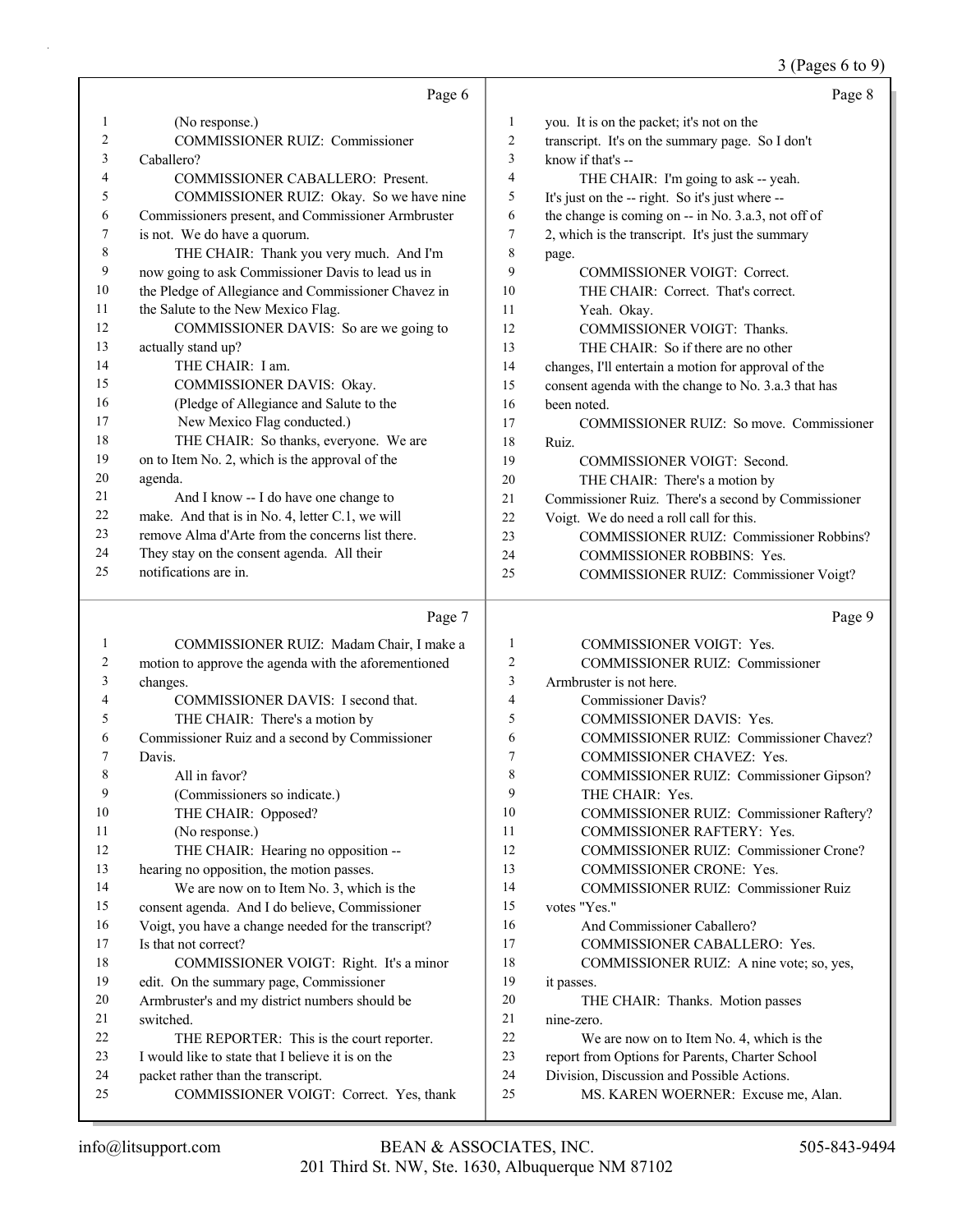Page 6

1 (No response.)
2 COMMISSIONER RUIZ: Commissioner
3 Caballero?
4 COMMISSIONER CABALLERO: Present.
5 COMMISSIONER RUIZ: Okay. So we have nine
6 Commissioners present, and Commissioner Armbruster
7 is not. We do have a quorum.
8 THE CHAIR: Thank you very much. And I'm
9 now going to ask Commissioner Davis to lead us in
10 the Pledge of Allegiance and Commissioner Chavez in
11 the Salute to the New Mexico Flag.
12 COMMISSIONER DAVIS: So are we going to
13 actually stand up?
14 THE CHAIR: I am.
15 COMMISSIONER DAVIS: Okay.
16 (Pledge of Allegiance and Salute to the
17 New Mexico Flag conducted.)
18 THE CHAIR: So thanks, everyone. We are
19 on to Item No. 2, which is the approval of the
20 agenda.
21 And I know -- I do have one change to
22 make. And that is in No. 4, letter C.1, we will
23 remove Alma d'Arte from the concerns list there.
24 They stay on the consent agenda. All their
25 notifications are in.

Page 7

1 COMMISSIONER RUIZ: Madam Chair, I make a
2 motion to approve the agenda with the aforementioned
3 changes.
4 COMMISSIONER DAVIS: I second that.
5 THE CHAIR: There's a motion by
6 Commissioner Ruiz and a second by Commissioner
7 Davis.
8 All in favor?
9 (Commissioners so indicate.)
10 THE CHAIR: Opposed?
11 (No response.)
12 THE CHAIR: Hearing no opposition --
13 hearing no opposition, the motion passes.
14 We are now on to Item No. 3, which is the
15 consent agenda. And I do believe, Commissioner
16 Voigt, you have a change needed for the transcript?
17 Is that not correct?
18 COMMISSIONER VOIGT: Right. It's a minor
19 edit. On the summary page, Commissioner
20 Armbruster's and my district numbers should be
21 switched.
22 THE REPORTER: This is the court reporter.
23 I would like to state that I believe it is on the
24 packet rather than the transcript.
25 COMMISSIONER VOIGT: Correct. Yes, thank

Page 8

1 you. It is on the packet; it's not on the
2 transcript. It's on the summary page. So I don't
3 know if that's --
4 THE CHAIR: I'm going to ask -- yeah.
5 It's just on the -- right. So it's just where --
6 the change is coming on -- in No. 3.a.3, not off of
7 2, which is the transcript. It's just the summary
8 page.
9 COMMISSIONER VOIGT: Correct.
10 THE CHAIR: Correct. That's correct.
11 Yeah. Okay.
12 COMMISSIONER VOIGT: Thanks.
13 THE CHAIR: So if there are no other
14 changes, I'll entertain a motion for approval of the
15 consent agenda with the change to No. 3.a.3 that has
16 been noted.
17 COMMISSIONER RUIZ: So move. Commissioner
18 Ruiz.
19 COMMISSIONER VOIGT: Second.
20 THE CHAIR: There's a motion by
21 Commissioner Ruiz. There's a second by Commissioner
22 Voigt. We do need a roll call for this.
23 COMMISSIONER RUIZ: Commissioner Robbins?
24 COMMISSIONER ROBBINS: Yes.
25 COMMISSIONER RUIZ: Commissioner Voigt?

Page 9

1 COMMISSIONER VOIGT: Yes.
2 COMMISSIONER RUIZ: Commissioner
3 Armbruster is not here.
4 Commissioner Davis?
5 COMMISSIONER DAVIS: Yes.
6 COMMISSIONER RUIZ: Commissioner Chavez?
7 COMMISSIONER CHAVEZ: Yes.
8 COMMISSIONER RUIZ: Commissioner Gipson?
9 THE CHAIR: Yes.
10 COMMISSIONER RUIZ: Commissioner Raftery?
11 COMMISSIONER RAFTERY: Yes.
12 COMMISSIONER RUIZ: Commissioner Crone?
13 COMMISSIONER CRONE: Yes.
14 COMMISSIONER RUIZ: Commissioner Ruiz
15 votes "Yes."
16 And Commissioner Caballero?
17 COMMISSIONER CABALLERO: Yes.
18 COMMISSIONER RUIZ: A nine vote; so, yes,
19 it passes.
20 THE CHAIR: Thanks. Motion passes
21 nine-zero.
22 We are now on to Item No. 4, which is the
23 report from Options for Parents, Charter School
24 Division, Discussion and Possible Actions.
25 MS. KAREN WOERNER: Excuse me, Alan.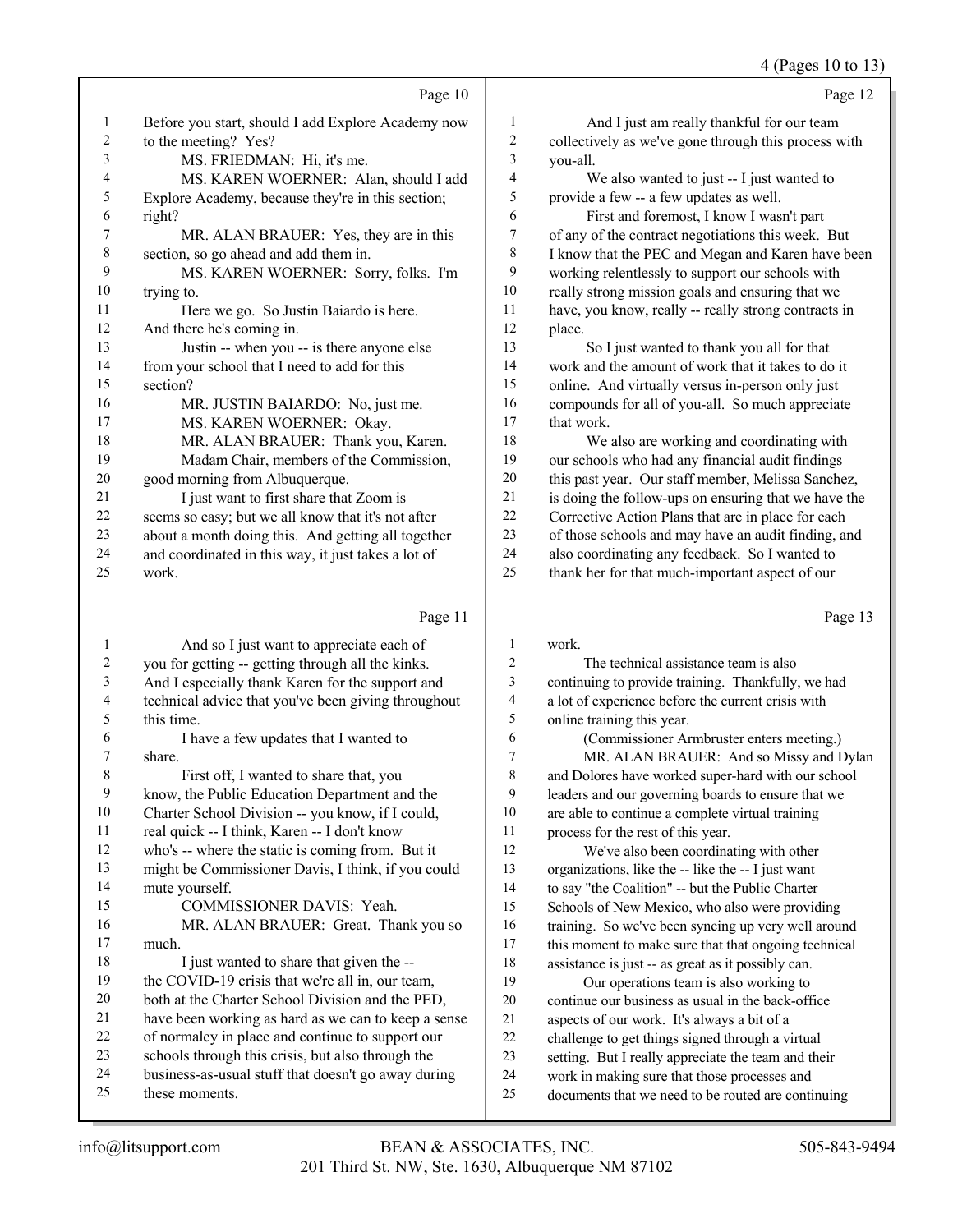Page 10

1 Before you start, should I add Explore Academy now
2 to the meeting? Yes?
3 MS. FRIEDMAN: Hi, it's me.
4 MS. KAREN WOERNER: Alan, should I add
5 Explore Academy, because they're in this section;
6 right?
7 MR. ALAN BRAUER: Yes, they are in this
8 section, so go ahead and add them in.
9 MS. KAREN WOERNER: Sorry, folks. I'm
10 trying to.
11 Here we go. So Justin Baiardo is here.
12 And there he's coming in.
13 Justin -- when you -- is there anyone else
14 from your school that I need to add for this
15 section?
16 MR. JUSTIN BAIARDO: No, just me.
17 MS. KAREN WOERNER: Okay.
18 MR. ALAN BRAUER: Thank you, Karen.
19 Madam Chair, members of the Commission,
20 good morning from Albuquerque.
21 I just want to first share that Zoom is
22 seems so easy; but we all know that it's not after
23 about a month doing this. And getting all together
24 and coordinated in this way, it just takes a lot of
25 work.

Page 11

1 And so I just want to appreciate each of
2 you for getting -- getting through all the kinks.
3 And I especially thank Karen for the support and
4 technical advice that you've been giving throughout
5 this time.
6 I have a few updates that I wanted to
7 share.
8 First off, I wanted to share that, you
9 know, the Public Education Department and the
10 Charter School Division -- you know, if I could,
11 real quick -- I think, Karen -- I don't know
12 who's -- where the static is coming from. But it
13 might be Commissioner Davis, I think, if you could
14 mute yourself.
15 COMMISSIONER DAVIS: Yeah.
16 MR. ALAN BRAUER: Great. Thank you so
17 much.
18 I just wanted to share that given the --
19 the COVID-19 crisis that we're all in, our team,
20 both at the Charter School Division and the PED,
21 have been working as hard as we can to keep a sense
22 of normalcy in place and continue to support our
23 schools through this crisis, but also through the
24 business-as-usual stuff that doesn't go away during
25 these moments.

Page 12

1 And I just am really thankful for our team
2 collectively as we've gone through this process with
3 you-all.
4 We also wanted to just -- I just wanted to
5 provide a few -- a few updates as well.
6 First and foremost, I know I wasn't part
7 of any of the contract negotiations this week. But
8 I know that the PEC and Megan and Karen have been
9 working relentlessly to support our schools with
10 really strong mission goals and ensuring that we
11 have, you know, really -- really strong contracts in
12 place.
13 So I just wanted to thank you all for that
14 work and the amount of work that it takes to do it
15 online. And virtually versus in-person only just
16 compounds for all of you-all. So much appreciate
17 that work.
18 We also are working and coordinating with
19 our schools who had any financial audit findings
20 this past year. Our staff member, Melissa Sanchez,
21 is doing the follow-ups on ensuring that we have the
22 Corrective Action Plans that are in place for each
23 of those schools and may have an audit finding, and
24 also coordinating any feedback. So I wanted to
25 thank her for that much-important aspect of our

Page 13

1 work.
2 The technical assistance team is also
3 continuing to provide training. Thankfully, we had
4 a lot of experience before the current crisis with
5 online training this year.
6 (Commissioner Armbruster enters meeting.)
7 MR. ALAN BRAUER: And so Missy and Dylan
8 and Dolores have worked super-hard with our school
9 leaders and our governing boards to ensure that we
10 are able to continue a complete virtual training
11 process for the rest of this year.
12 We've also been coordinating with other
13 organizations, like the -- like the -- I just want
14 to say "the Coalition" -- but the Public Charter
15 Schools of New Mexico, who also were providing
16 training. So we've been syncing up very well around
17 this moment to make sure that that ongoing technical
18 assistance is just -- as great as it possibly can.
19 Our operations team is also working to
20 continue our business as usual in the back-office
21 aspects of our work. It's always a bit of a
22 challenge to get things signed through a virtual
23 setting. But I really appreciate the team and their
24 work in making sure that those processes and
25 documents that we need to be routed are continuing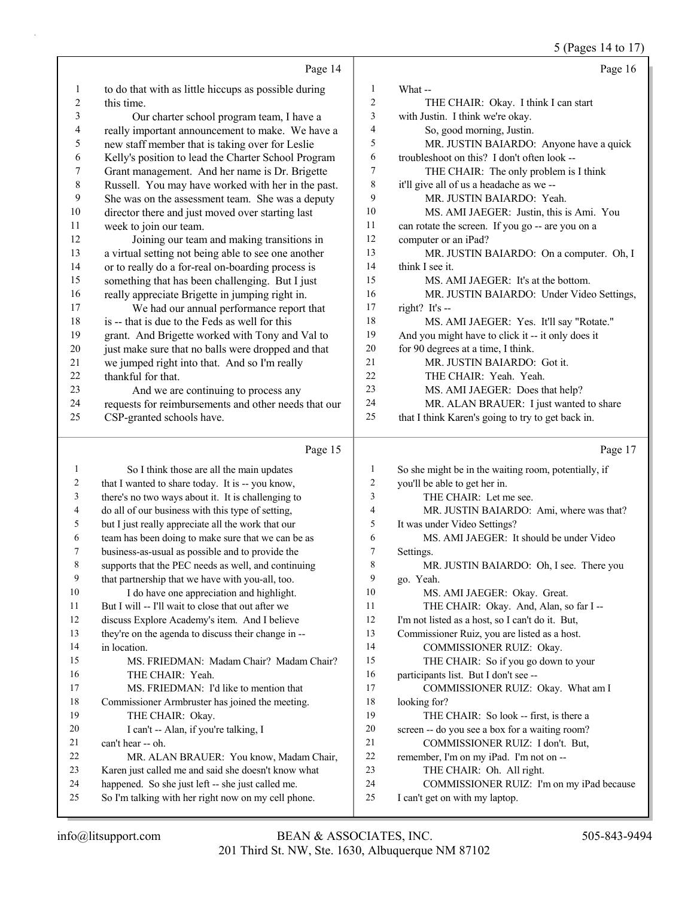Page 14

1 to do that with as little hiccups as possible during
2 this time.
3 Our charter school program team, I have a
4 really important announcement to make. We have a
5 new staff member that is taking over for Leslie
6 Kelly's position to lead the Charter School Program
7 Grant management. And her name is Dr. Brigette
8 Russell. You may have worked with her in the past.
9 She was on the assessment team. She was a deputy
10 director there and just moved over starting last
11 week to join our team.
12 Joining our team and making transitions in
13 a virtual setting not being able to see one another
14 or to really do a for-real on-boarding process is
15 something that has been challenging. But I just
16 really appreciate Brigette in jumping right in.
17 We had our annual performance report that
18 is -- that is due to the Feds as well for this
19 grant. And Brigette worked with Tony and Val to
20 just make sure that no balls were dropped and that
21 we jumped right into that. And so I'm really
22 thankful for that.
23 And we are continuing to process any
24 requests for reimbursements and other needs that our
25 CSP-granted schools have.

Page 15

1 So I think those are all the main updates
2 that I wanted to share today. It is -- you know,
3 there's no two ways about it. It is challenging to
4 do all of our business with this type of setting,
5 but I just really appreciate all the work that our
6 team has been doing to make sure that we can be as
7 business-as-usual as possible and to provide the
8 supports that the PEC needs as well, and continuing
9 that partnership that we have with you-all, too.
10 I do have one appreciation and highlight.
11 But I will -- I'll wait to close that out after we
12 discuss Explore Academy's item. And I believe
13 they're on the agenda to discuss their change in --
14 in location.
15 MS. FRIEDMAN: Madam Chair? Madam Chair?
16 THE CHAIR: Yeah.
17 MS. FRIEDMAN: I'd like to mention that
18 Commissioner Armbruster has joined the meeting.
19 THE CHAIR: Okay.
20 I can't -- Alan, if you're talking, I
21 can't hear -- oh.
22 MR. ALAN BRAUER: You know, Madam Chair,
23 Karen just called me and said she doesn't know what
24 happened. So she just left -- she just called me.
25 So I'm talking with her right now on my cell phone.

Page 16

1 What --
2 THE CHAIR: Okay. I think I can start
3 with Justin. I think we're okay.
4 So, good morning, Justin.
5 MR. JUSTIN BAIARDO: Anyone have a quick
6 troubleshoot on this? I don't often look --
7 THE CHAIR: The only problem is I think
8 it'll give all of us a headache as we --
9 MR. JUSTIN BAIARDO: Yeah.
10 MS. AMI JAEGER: Justin, this is Ami. You
11 can rotate the screen. If you go -- are you on a
12 computer or an iPad?
13 MR. JUSTIN BAIARDO: On a computer. Oh, I
14 think I see it.
15 MS. AMI JAEGER: It's at the bottom.
16 MR. JUSTIN BAIARDO: Under Video Settings,
17 right? It's --
18 MS. AMI JAEGER: Yes. It'll say "Rotate."
19 And you might have to click it -- it only does it
20 for 90 degrees at a time, I think.
21 MR. JUSTIN BAIARDO: Got it.
22 THE CHAIR: Yeah. Yeah.
23 MS. AMI JAEGER: Does that help?
24 MR. ALAN BRAUER: I just wanted to share
25 that I think Karen's going to try to get back in.

Page 17

1 So she might be in the waiting room, potentially, if
2 you'll be able to get her in.
3 THE CHAIR: Let me see.
4 MR. JUSTIN BAIARDO: Ami, where was that?
5 It was under Video Settings?
6 MS. AMI JAEGER: It should be under Video
7 Settings.
8 MR. JUSTIN BAIARDO: Oh, I see. There you
9 go. Yeah.
10 MS. AMI JAEGER: Okay. Great.
11 THE CHAIR: Okay. And, Alan, so far I --
12 I'm not listed as a host, so I can't do it. But,
13 Commissioner Ruiz, you are listed as a host.
14 COMMISSIONER RUIZ: Okay.
15 THE CHAIR: So if you go down to your
16 participants list. But I don't see --
17 COMMISSIONER RUIZ: Okay. What am I
18 looking for?
19 THE CHAIR: So look -- first, is there a
20 screen -- do you see a box for a waiting room?
21 COMMISSIONER RUIZ: I don't. But,
22 remember, I'm on my iPad. I'm not on --
23 THE CHAIR: Oh. All right.
24 COMMISSIONER RUIZ: I'm on my iPad because
25 I can't get on with my laptop.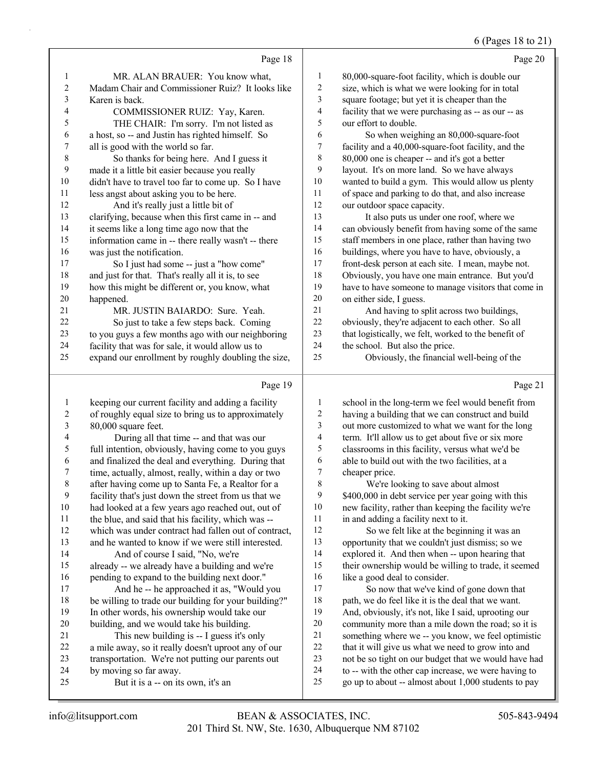Page 18

MR. ALAN BRAUER: You know what, Madam Chair and Commissioner Ruiz? It looks like Karen is back.

COMMISSIONER RUIZ: Yay, Karen.

THE CHAIR: I'm sorry. I'm not listed as a host, so -- and Justin has righted himself. So all is good with the world so far.

So thanks for being here. And I guess it made it a little bit easier because you really didn't have to travel too far to come up. So I have less angst about asking you to be here.

And it's really just a little bit of clarifying, because when this first came in -- and it seems like a long time ago now that the information came in -- there really wasn't -- there was just the notification.

So I just had some -- just a "how come" and just for that. That's really all it is, to see how this might be different or, you know, what happened.

MR. JUSTIN BAIARDO: Sure. Yeah.

So just to take a few steps back. Coming to you guys a few months ago with our neighboring facility that was for sale, it would allow us to expand our enrollment by roughly doubling the size,

Page 19

keeping our current facility and adding a facility of roughly equal size to bring us to approximately 80,000 square feet.

During all that time -- and that was our full intention, obviously, having come to you guys and finalized the deal and everything. During that time, actually, almost, really, within a day or two after having come up to Santa Fe, a Realtor for a facility that's just down the street from us that we had looked at a few years ago reached out, out of the blue, and said that his facility, which was -- which was under contract had fallen out of contract, and he wanted to know if we were still interested.

And of course I said, "No, we're already -- we already have a building and we're pending to expand to the building next door."

And he -- he approached it as, "Would you be willing to trade our building for your building?" In other words, his ownership would take our building, and we would take his building.

This new building is -- I guess it's only a mile away, so it really doesn't uproot any of our transportation. We're not putting our parents out by moving so far away.

But it is a -- on its own, it's an

Page 20

80,000-square-foot facility, which is double our size, which is what we were looking for in total square footage; but yet it is cheaper than the facility that we were purchasing as -- as our -- as our effort to double.

So when weighing an 80,000-square-foot facility and a 40,000-square-foot facility, and the 80,000 one is cheaper -- and it's got a better layout. It's on more land. So we have always wanted to build a gym. This would allow us plenty of space and parking to do that, and also increase our outdoor space capacity.

It also puts us under one roof, where we can obviously benefit from having some of the same staff members in one place, rather than having two buildings, where you have to have, obviously, a front-desk person at each site. I mean, maybe not. Obviously, you have one main entrance. But you'd have to have someone to manage visitors that come in on either side, I guess.

And having to split across two buildings, obviously, they're adjacent to each other. So all that logistically, we felt, worked to the benefit of the school. But also the price.

Obviously, the financial well-being of the

Page 21

school in the long-term we feel would benefit from having a building that we can construct and build out more customized to what we want for the long term. It'll allow us to get about five or six more classrooms in this facility, versus what we'd be able to build out with the two facilities, at a cheaper price.

We're looking to save about almost $400,000 in debt service per year going with this new facility, rather than keeping the facility we're in and adding a facility next to it.

So we felt like at the beginning it was an opportunity that we couldn't just dismiss; so we explored it. And then when -- upon hearing that their ownership would be willing to trade, it seemed like a good deal to consider.

So now that we've kind of gone down that path, we do feel like it is the deal that we want. And, obviously, it's not, like I said, uprooting our community more than a mile down the road; so it is something where we -- you know, we feel optimistic that it will give us what we need to grow into and not be so tight on our budget that we would have had to -- with the other cap increase, we were having to go up to about -- almost about 1,000 students to pay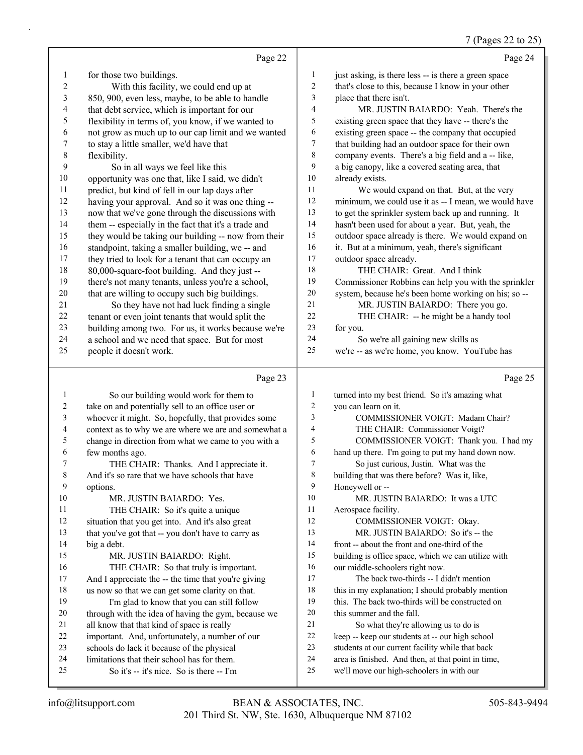Page 22

1 for those two buildings.
2 With this facility, we could end up at
3 850, 900, even less, maybe, to be able to handle
4 that debt service, which is important for our
5 flexibility in terms of, you know, if we wanted to
6 not grow as much up to our cap limit and we wanted
7 to stay a little smaller, we'd have that
8 flexibility.
9 So in all ways we feel like this
10 opportunity was one that, like I said, we didn't
11 predict, but kind of fell in our lap days after
12 having your approval. And so it was one thing --
13 now that we've gone through the discussions with
14 them -- especially in the fact that it's a trade and
15 they would be taking our building -- now from their
16 standpoint, taking a smaller building, we -- and
17 they tried to look for a tenant that can occupy an
18 80,000-square-foot building. And they just --
19 there's not many tenants, unless you're a school,
20 that are willing to occupy such big buildings.
21 So they have not had luck finding a single
22 tenant or even joint tenants that would split the
23 building among two. For us, it works because we're
24 a school and we need that space. But for most
25 people it doesn't work.

Page 23

1 So our building would work for them to
2 take on and potentially sell to an office user or
3 whoever it might. So, hopefully, that provides some
4 context as to why we are where we are and somewhat a
5 change in direction from what we came to you with a
6 few months ago.
7 THE CHAIR: Thanks. And I appreciate it.
8 And it's so rare that we have schools that have
9 options.
10 MR. JUSTIN BAIARDO: Yes.
11 THE CHAIR: So it's quite a unique
12 situation that you get into. And it's also great
13 that you've got that -- you don't have to carry as
14 big a debt.
15 MR. JUSTIN BAIARDO: Right.
16 THE CHAIR: So that truly is important.
17 And I appreciate the -- the time that you're giving
18 us now so that we can get some clarity on that.
19 I'm glad to know that you can still follow
20 through with the idea of having the gym, because we
21 all know that that kind of space is really
22 important. And, unfortunately, a number of our
23 schools do lack it because of the physical
24 limitations that their school has for them.
25 So it's -- it's nice. So is there -- I'm

Page 24

1 just asking, is there less -- is there a green space
2 that's close to this, because I know in your other
3 place that there isn't.
4 MR. JUSTIN BAIARDO: Yeah. There's the
5 existing green space that they have -- there's the
6 existing green space -- the company that occupied
7 that building had an outdoor space for their own
8 company events. There's a big field and a -- like,
9 a big canopy, like a covered seating area, that
10 already exists.
11 We would expand on that. But, at the very
12 minimum, we could use it as -- I mean, we would have
13 to get the sprinkler system back up and running. It
14 hasn't been used for about a year. But, yeah, the
15 outdoor space already is there. We would expand on
16 it. But at a minimum, yeah, there's significant
17 outdoor space already.
18 THE CHAIR: Great. And I think
19 Commissioner Robbins can help you with the sprinkler
20 system, because he's been home working on his; so --
21 MR. JUSTIN BAIARDO: There you go.
22 THE CHAIR: -- he might be a handy tool
23 for you.
24 So we're all gaining new skills as
25 we're -- as we're home, you know. YouTube has

Page 25

1 turned into my best friend. So it's amazing what
2 you can learn on it.
3 COMMISSIONER VOIGT: Madam Chair?
4 THE CHAIR: Commissioner Voigt?
5 COMMISSIONER VOIGT: Thank you. I had my
6 hand up there. I'm going to put my hand down now.
7 So just curious, Justin. What was the
8 building that was there before? Was it, like,
9 Honeywell or --
10 MR. JUSTIN BAIARDO: It was a UTC
11 Aerospace facility.
12 COMMISSIONER VOIGT: Okay.
13 MR. JUSTIN BAIARDO: So it's -- the
14 front -- about the front and one-third of the
15 building is office space, which we can utilize with
16 our middle-schoolers right now.
17 The back two-thirds -- I didn't mention
18 this in my explanation; I should probably mention
19 this. The back two-thirds will be constructed on
20 this summer and the fall.
21 So what they're allowing us to do is
22 keep -- keep our students at -- our high school
23 students at our current facility while that back
24 area is finished. And then, at that point in time,
25 we'll move our high-schoolers in with our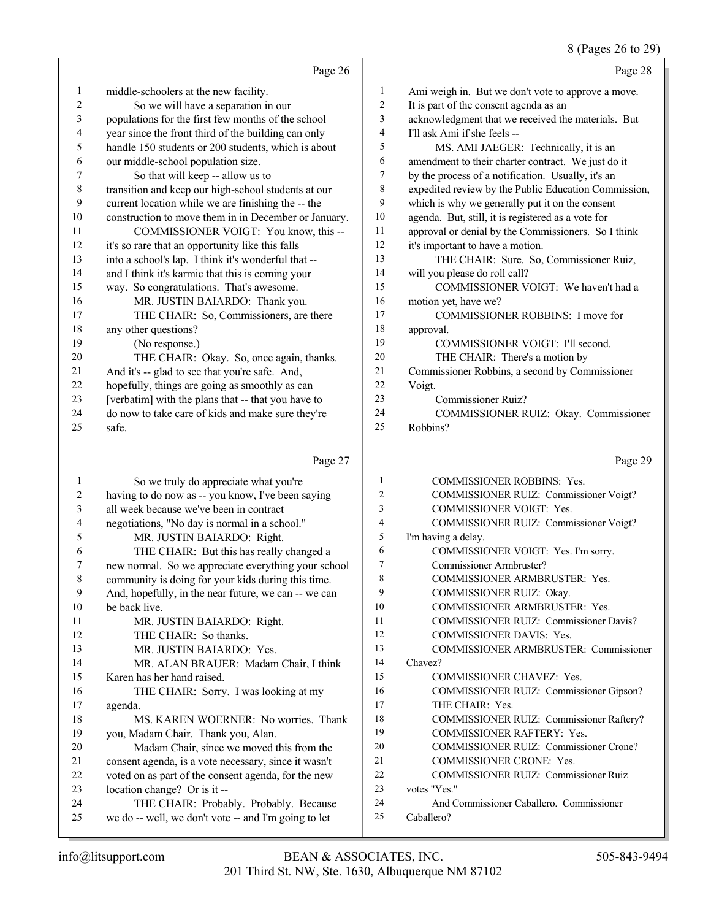## Page 26

1 middle-schoolers at the new facility.
2 So we will have a separation in our
3 populations for the first few months of the school
4 year since the front third of the building can only
5 handle 150 students or 200 students, which is about
6 our middle-school population size.
7 So that will keep -- allow us to
8 transition and keep our high-school students at our
9 current location while we are finishing the -- the
10 construction to move them in in December or January.
11 COMMISSIONER VOIGT: You know, this --
12 it's so rare that an opportunity like this falls
13 into a school's lap. I think it's wonderful that --
14 and I think it's karmic that this is coming your
15 way. So congratulations. That's awesome.
16 MR. JUSTIN BAIARDO: Thank you.
17 THE CHAIR: So, Commissioners, are there
18 any other questions?
19 (No response.)
20 THE CHAIR: Okay. So, once again, thanks.
21 And it's -- glad to see that you're safe. And,
22 hopefully, things are going as smoothly as can
23 [verbatim] with the plans that -- that you have to
24 do now to take care of kids and make sure they're
25 safe.

## Page 27

1 So we truly do appreciate what you're
2 having to do now as -- you know, I've been saying
3 all week because we've been in contract
4 negotiations, "No day is normal in a school."
5 MR. JUSTIN BAIARDO: Right.
6 THE CHAIR: But this has really changed a
7 new normal. So we appreciate everything your school
8 community is doing for your kids during this time.
9 And, hopefully, in the near future, we can -- we can
10 be back live.
11 MR. JUSTIN BAIARDO: Right.
12 THE CHAIR: So thanks.
13 MR. JUSTIN BAIARDO: Yes.
14 MR. ALAN BRAUER: Madam Chair, I think
15 Karen has her hand raised.
16 THE CHAIR: Sorry. I was looking at my
17 agenda.
18 MS. KAREN WOERNER: No worries. Thank
19 you, Madam Chair. Thank you, Alan.
20 Madam Chair, since we moved this from the
21 consent agenda, is a vote necessary, since it wasn't
22 voted on as part of the consent agenda, for the new
23 location change? Or is it --
24 THE CHAIR: Probably. Probably. Because
25 we do -- well, we don't vote -- and I'm going to let

## Page 28

1 Ami weigh in. But we don't vote to approve a move.
2 It is part of the consent agenda as an
3 acknowledgment that we received the materials. But
4 I'll ask Ami if she feels --
5 MS. AMI JAEGER: Technically, it is an
6 amendment to their charter contract. We just do it
7 by the process of a notification. Usually, it's an
8 expedited review by the Public Education Commission,
9 which is why we generally put it on the consent
10 agenda. But, still, it is registered as a vote for
11 approval or denial by the Commissioners. So I think
12 it's important to have a motion.
13 THE CHAIR: Sure. So, Commissioner Ruiz,
14 will you please do roll call?
15 COMMISSIONER VOIGT: We haven't had a
16 motion yet, have we?
17 COMMISSIONER ROBBINS: I move for
18 approval.
19 COMMISSIONER VOIGT: I'll second.
20 THE CHAIR: There's a motion by
21 Commissioner Robbins, a second by Commissioner
22 Voigt.
23 Commissioner Ruiz?
24 COMMISSIONER RUIZ: Okay. Commissioner
25 Robbins?

## Page 29

1 COMMISSIONER ROBBINS: Yes.
2 COMMISSIONER RUIZ: Commissioner Voigt?
3 COMMISSIONER VOIGT: Yes.
4 COMMISSIONER RUIZ: Commissioner Voigt?
5 I'm having a delay.
6 COMMISSIONER VOIGT: Yes. I'm sorry.
7 Commissioner Armbruster?
8 COMMISSIONER ARMBRUSTER: Yes.
9 COMMISSIONER RUIZ: Okay.
10 COMMISSIONER ARMBRUSTER: Yes.
11 COMMISSIONER RUIZ: Commissioner Davis?
12 COMMISSIONER DAVIS: Yes.
13 COMMISSIONER ARMBRUSTER: Commissioner
14 Chavez?
15 COMMISSIONER CHAVEZ: Yes.
16 COMMISSIONER RUIZ: Commissioner Gipson?
17 THE CHAIR: Yes.
18 COMMISSIONER RUIZ: Commissioner Raftery?
19 COMMISSIONER RAFTERY: Yes.
20 COMMISSIONER RUIZ: Commissioner Crone?
21 COMMISSIONER CRONE: Yes.
22 COMMISSIONER RUIZ: Commissioner Ruiz
23 votes "Yes."
24 And Commissioner Caballero. Commissioner
25 Caballero?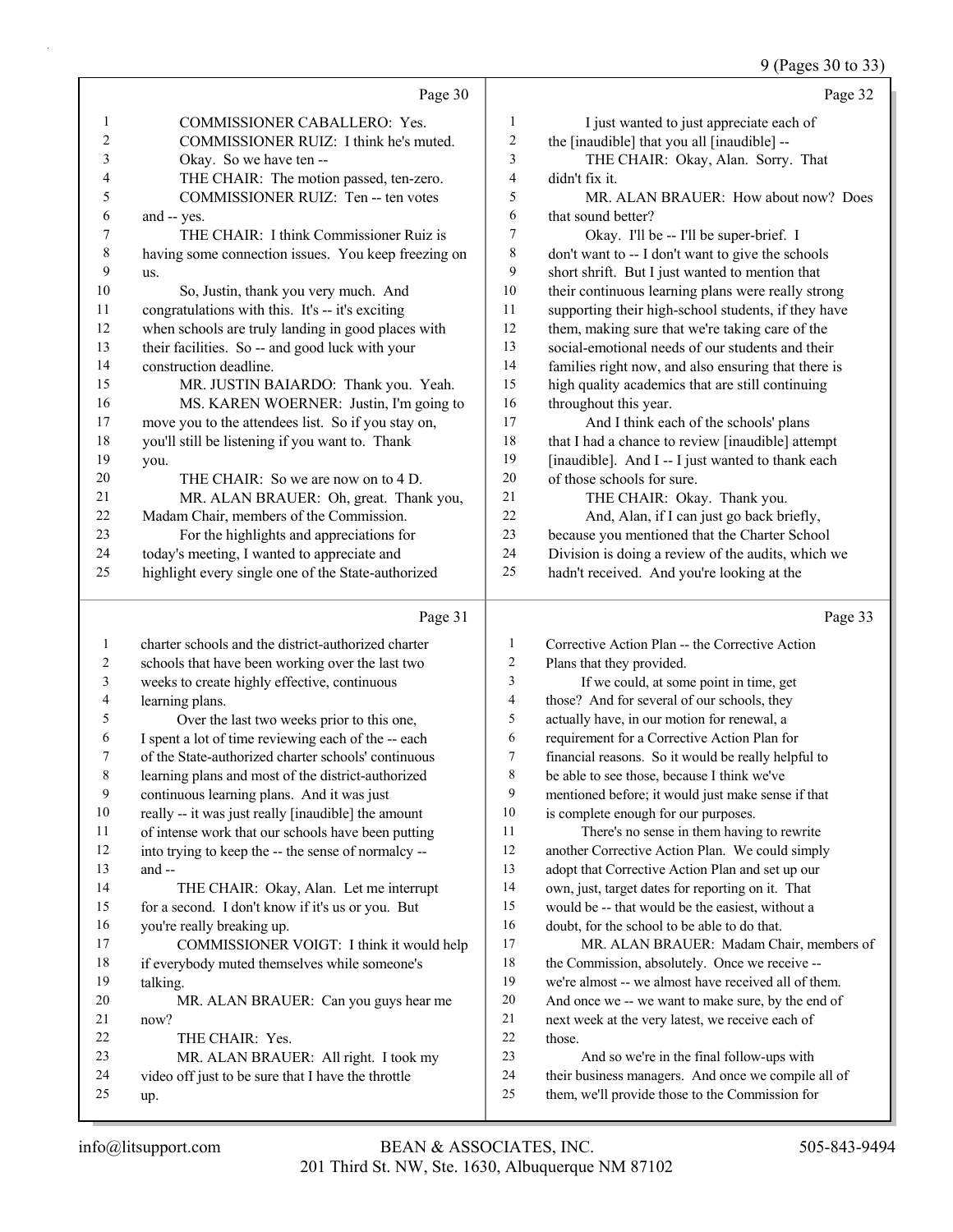Page 30

1 COMMISSIONER CABALLERO: Yes.
2 COMMISSIONER RUIZ: I think he's muted.
3 Okay. So we have ten --
4 THE CHAIR: The motion passed, ten-zero.
5 COMMISSIONER RUIZ: Ten -- ten votes
6 and -- yes.
7 THE CHAIR: I think Commissioner Ruiz is
8 having some connection issues. You keep freezing on
9 us.
10 So, Justin, thank you very much. And
11 congratulations with this. It's -- it's exciting
12 when schools are truly landing in good places with
13 their facilities. So -- and good luck with your
14 construction deadline.
15 MR. JUSTIN BAIARDO: Thank you. Yeah.
16 MS. KAREN WOERNER: Justin, I'm going to
17 move you to the attendees list. So if you stay on,
18 you'll still be listening if you want to. Thank
19 you.
20 THE CHAIR: So we are now on to 4 D.
21 MR. ALAN BRAUER: Oh, great. Thank you,
22 Madam Chair, members of the Commission.
23 For the highlights and appreciations for
24 today's meeting, I wanted to appreciate and
25 highlight every single one of the State-authorized

Page 31

1 charter schools and the district-authorized charter
2 schools that have been working over the last two
3 weeks to create highly effective, continuous
4 learning plans.
5 Over the last two weeks prior to this one,
6 I spent a lot of time reviewing each of the -- each
7 of the State-authorized charter schools' continuous
8 learning plans and most of the district-authorized
9 continuous learning plans. And it was just
10 really -- it was just really [inaudible] the amount
11 of intense work that our schools have been putting
12 into trying to keep the -- the sense of normalcy --
13 and --
14 THE CHAIR: Okay, Alan. Let me interrupt
15 for a second. I don't know if it's us or you. But
16 you're really breaking up.
17 COMMISSIONER VOIGT: I think it would help
18 if everybody muted themselves while someone's
19 talking.
20 MR. ALAN BRAUER: Can you guys hear me
21 now?
22 THE CHAIR: Yes.
23 MR. ALAN BRAUER: All right. I took my
24 video off just to be sure that I have the throttle
25 up.

Page 32

1 I just wanted to just appreciate each of
2 the [inaudible] that you all [inaudible] --
3 THE CHAIR: Okay, Alan. Sorry. That
4 didn't fix it.
5 MR. ALAN BRAUER: How about now? Does
6 that sound better?
7 Okay. I'll be -- I'll be super-brief. I
8 don't want to -- I don't want to give the schools
9 short shrift. But I just wanted to mention that
10 their continuous learning plans were really strong
11 supporting their high-school students, if they have
12 them, making sure that we're taking care of the
13 social-emotional needs of our students and their
14 families right now, and also ensuring that there is
15 high quality academics that are still continuing
16 throughout this year.
17 And I think each of the schools' plans
18 that I had a chance to review [inaudible] attempt
19 [inaudible]. And I -- I just wanted to thank each
20 of those schools for sure.
21 THE CHAIR: Okay. Thank you.
22 And, Alan, if I can just go back briefly,
23 because you mentioned that the Charter School
24 Division is doing a review of the audits, which we
25 hadn't received. And you're looking at the

Page 33

1 Corrective Action Plan -- the Corrective Action
2 Plans that they provided.
3 If we could, at some point in time, get
4 those? And for several of our schools, they
5 actually have, in our motion for renewal, a
6 requirement for a Corrective Action Plan for
7 financial reasons. So it would be really helpful to
8 be able to see those, because I think we've
9 mentioned before; it would just make sense if that
10 is complete enough for our purposes.
11 There's no sense in them having to rewrite
12 another Corrective Action Plan. We could simply
13 adopt that Corrective Action Plan and set up our
14 own, just, target dates for reporting on it. That
15 would be -- that would be the easiest, without a
16 doubt, for the school to be able to do that.
17 MR. ALAN BRAUER: Madam Chair, members of
18 the Commission, absolutely. Once we receive --
19 we're almost -- we almost have received all of them.
20 And once we -- we want to make sure, by the end of
21 next week at the very latest, we receive each of
22 those.
23 And so we're in the final follow-ups with
24 their business managers. And once we compile all of
25 them, we'll provide those to the Commission for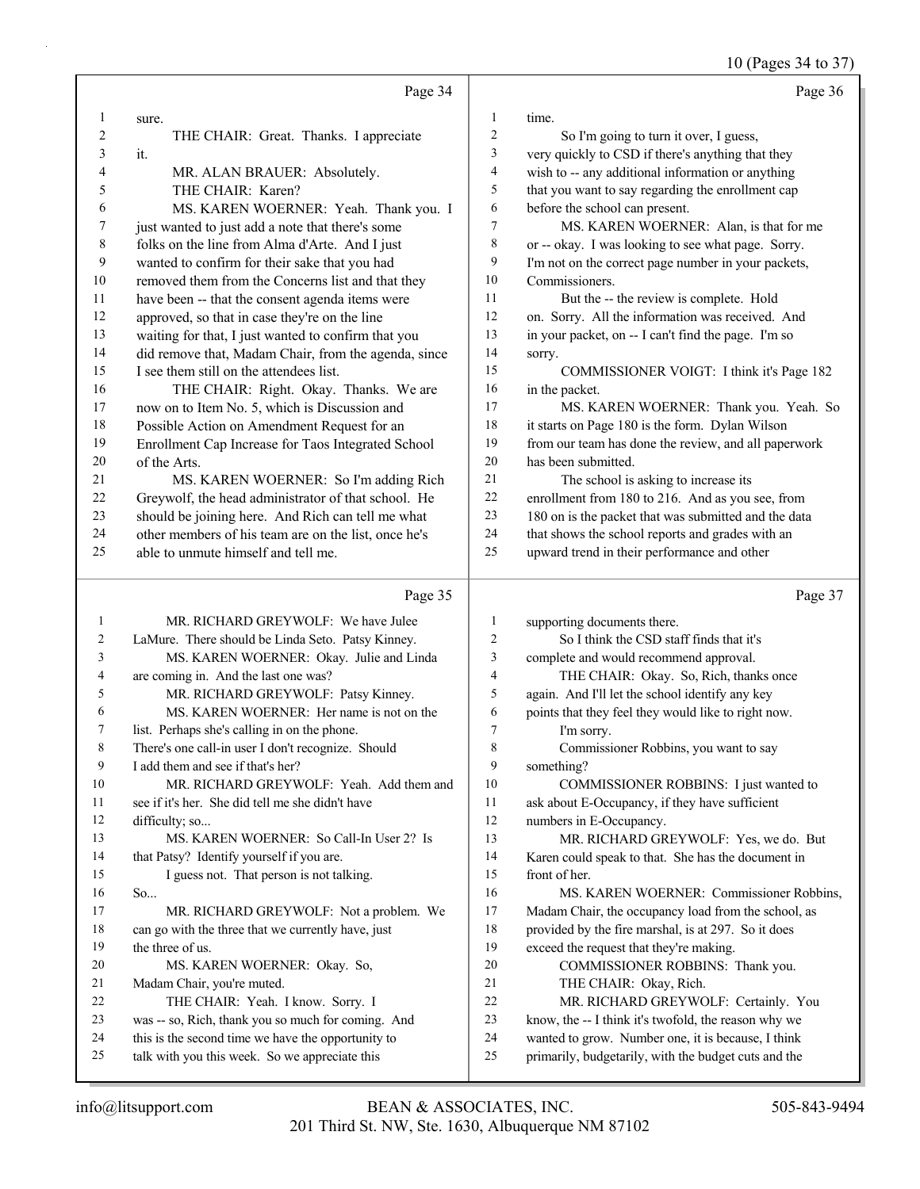Page 34

sure.

THE CHAIR: Great. Thanks. I appreciate it.

MR. ALAN BRAUER: Absolutely.

THE CHAIR: Karen?

MS. KAREN WOERNER: Yeah. Thank you. I just wanted to just add a note that there's some folks on the line from Alma d'Arte. And I just wanted to confirm for their sake that you had removed them from the Concerns list and that they have been -- that the consent agenda items were approved, so that in case they're on the line waiting for that, I just wanted to confirm that you did remove that, Madam Chair, from the agenda, since I see them still on the attendees list.

THE CHAIR: Right. Okay. Thanks. We are now on to Item No. 5, which is Discussion and Possible Action on Amendment Request for an Enrollment Cap Increase for Taos Integrated School of the Arts.

MS. KAREN WOERNER: So I'm adding Rich Greywolf, the head administrator of that school. He should be joining here. And Rich can tell me what other members of his team are on the list, once he's able to unmute himself and tell me.

Page 35

MR. RICHARD GREYWOLF: We have Julee LaMure. There should be Linda Seto. Patsy Kinney.

MS. KAREN WOERNER: Okay. Julie and Linda are coming in. And the last one was?

MR. RICHARD GREYWOLF: Patsy Kinney.

MS. KAREN WOERNER: Her name is not on the list. Perhaps she's calling in on the phone. There's one call-in user I don't recognize. Should I add them and see if that's her?

MR. RICHARD GREYWOLF: Yeah. Add them and see if it's her. She did tell me she didn't have difficulty; so...

MS. KAREN WOERNER: So Call-In User 2? Is that Patsy? Identify yourself if you are.

I guess not. That person is not talking. So...

MR. RICHARD GREYWOLF: Not a problem. We can go with the three that we currently have, just the three of us.

MS. KAREN WOERNER: Okay. So, Madam Chair, you're muted.

THE CHAIR: Yeah. I know. Sorry. I was -- so, Rich, thank you so much for coming. And this is the second time we have the opportunity to talk with you this week. So we appreciate this

Page 36

time.

So I'm going to turn it over, I guess, very quickly to CSD if there's anything that they wish to -- any additional information or anything that you want to say regarding the enrollment cap before the school can present.

MS. KAREN WOERNER: Alan, is that for me or -- okay. I was looking to see what page. Sorry. I'm not on the correct page number in your packets, Commissioners.

But the -- the review is complete. Hold on. Sorry. All the information was received. And in your packet, on -- I can't find the page. I'm so sorry.

COMMISSIONER VOIGT: I think it's Page 182 in the packet.

MS. KAREN WOERNER: Thank you. Yeah. So it starts on Page 180 is the form. Dylan Wilson from our team has done the review, and all paperwork has been submitted.

The school is asking to increase its enrollment from 180 to 216. And as you see, from 180 on is the packet that was submitted and the data that shows the school reports and grades with an upward trend in their performance and other

Page 37

supporting documents there.

So I think the CSD staff finds that it's complete and would recommend approval.

THE CHAIR: Okay. So, Rich, thanks once again. And I'll let the school identify any key points that they feel they would like to right now.

I'm sorry.

Commissioner Robbins, you want to say something?

COMMISSIONER ROBBINS: I just wanted to ask about E-Occupancy, if they have sufficient numbers in E-Occupancy.

MR. RICHARD GREYWOLF: Yes, we do. But Karen could speak to that. She has the document in front of her.

MS. KAREN WOERNER: Commissioner Robbins, Madam Chair, the occupancy load from the school, as provided by the fire marshal, is at 297. So it does exceed the request that they're making.

COMMISSIONER ROBBINS: Thank you.

THE CHAIR: Okay, Rich.

MR. RICHARD GREYWOLF: Certainly. You know, the -- I think it's twofold, the reason why we wanted to grow. Number one, it is because, I think primarily, budgetarily, with the budget cuts and the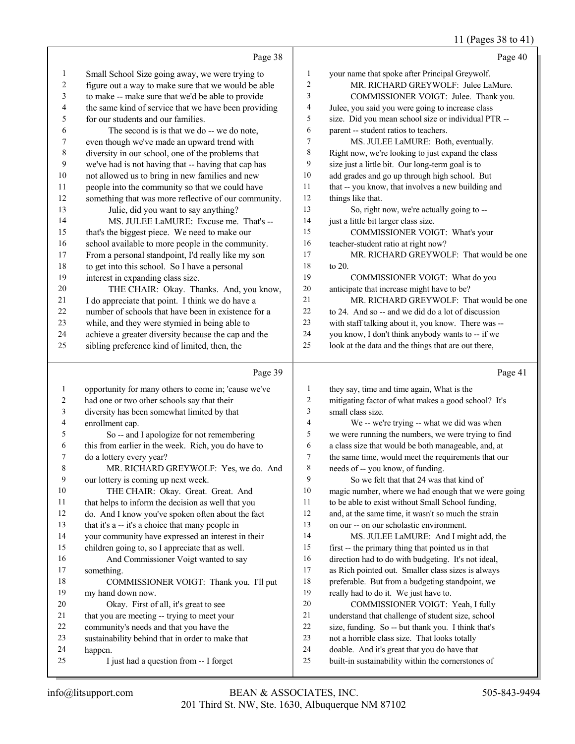Page 38

1 Small School Size going away, we were trying to
2 figure out a way to make sure that we would be able
3 to make -- make sure that we'd be able to provide
4 the same kind of service that we have been providing
5 for our students and our families.
6 The second is is that we do -- we do note,
7 even though we've made an upward trend with
8 diversity in our school, one of the problems that
9 we've had is not having that -- having that cap has
10 not allowed us to bring in new families and new
11 people into the community so that we could have
12 something that was more reflective of our community.
13 Julie, did you want to say anything?
14 MS. JULEE LaMURE: Excuse me. That's --
15 that's the biggest piece. We need to make our
16 school available to more people in the community.
17 From a personal standpoint, I'd really like my son
18 to get into this school. So I have a personal
19 interest in expanding class size.
20 THE CHAIR: Okay. Thanks. And, you know,
21 I do appreciate that point. I think we do have a
22 number of schools that have been in existence for a
23 while, and they were stymied in being able to
24 achieve a greater diversity because the cap and the
25 sibling preference kind of limited, then, the

Page 39

1 opportunity for many others to come in; 'cause we've
2 had one or two other schools say that their
3 diversity has been somewhat limited by that
4 enrollment cap.
5 So -- and I apologize for not remembering
6 this from earlier in the week. Rich, you do have to
7 do a lottery every year?
8 MR. RICHARD GREYWOLF: Yes, we do. And
9 our lottery is coming up next week.
10 THE CHAIR: Okay. Great. Great. And
11 that helps to inform the decision as well that you
12 do. And I know you've spoken often about the fact
13 that it's a -- it's a choice that many people in
14 your community have expressed an interest in their
15 children going to, so I appreciate that as well.
16 And Commissioner Voigt wanted to say
17 something.
18 COMMISSIONER VOIGT: Thank you. I'll put
19 my hand down now.
20 Okay. First of all, it's great to see
21 that you are meeting -- trying to meet your
22 community's needs and that you have the
23 sustainability behind that in order to make that
24 happen.
25 I just had a question from -- I forget

Page 40

1 your name that spoke after Principal Greywolf.
2 MR. RICHARD GREYWOLF: Julee LaMure.
3 COMMISSIONER VOIGT: Julee. Thank you.
4 Julee, you said you were going to increase class
5 size. Did you mean school size or individual PTR --
6 parent -- student ratios to teachers.
7 MS. JULEE LaMURE: Both, eventually.
8 Right now, we're looking to just expand the class
9 size just a little bit. Our long-term goal is to
10 add grades and go up through high school. But
11 that -- you know, that involves a new building and
12 things like that.
13 So, right now, we're actually going to --
14 just a little bit larger class size.
15 COMMISSIONER VOIGT: What's your
16 teacher-student ratio at right now?
17 MR. RICHARD GREYWOLF: That would be one
18 to 20.
19 COMMISSIONER VOIGT: What do you
20 anticipate that increase might have to be?
21 MR. RICHARD GREYWOLF: That would be one
22 to 24. And so -- and we did do a lot of discussion
23 with staff talking about it, you know. There was --
24 you know, I don't think anybody wants to -- if we
25 look at the data and the things that are out there,

Page 41

1 they say, time and time again, What is the
2 mitigating factor of what makes a good school? It's
3 small class size.
4 We -- we're trying -- what we did was when
5 we were running the numbers, we were trying to find
6 a class size that would be both manageable, and, at
7 the same time, would meet the requirements that our
8 needs of -- you know, of funding.
9 So we felt that that 24 was that kind of
10 magic number, where we had enough that we were going
11 to be able to exist without Small School funding,
12 and, at the same time, it wasn't so much the strain
13 on our -- on our scholastic environment.
14 MS. JULEE LaMURE: And I might add, the
15 first -- the primary thing that pointed us in that
16 direction had to do with budgeting. It's not ideal,
17 as Rich pointed out. Smaller class sizes is always
18 preferable. But from a budgeting standpoint, we
19 really had to do it. We just have to.
20 COMMISSIONER VOIGT: Yeah, I fully
21 understand that challenge of student size, school
22 size, funding. So -- but thank you. I think that's
23 not a horrible class size. That looks totally
24 doable. And it's great that you do have that
25 built-in sustainability within the cornerstones of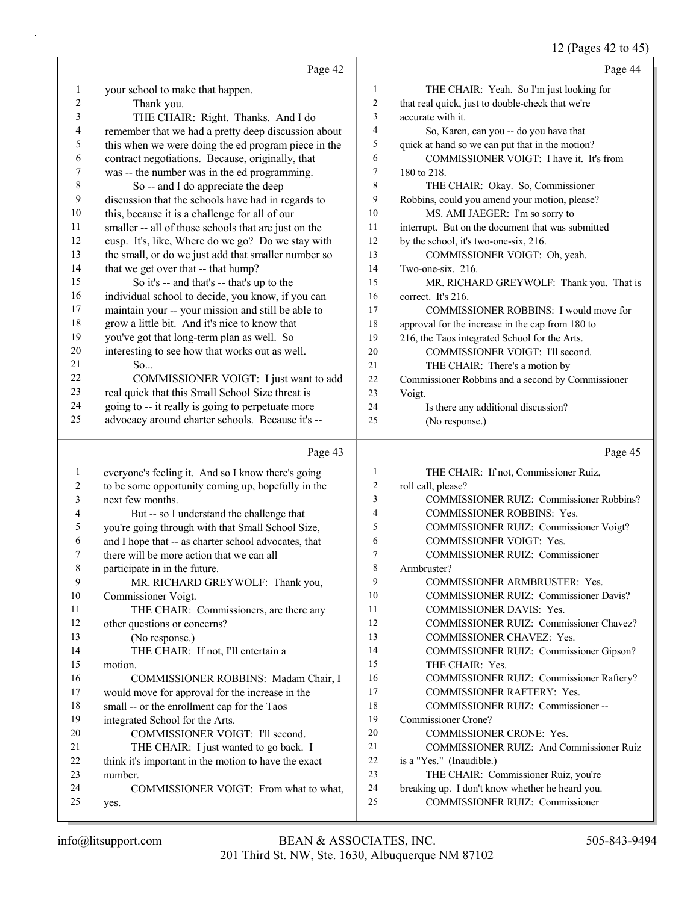12 (Pages 42 to 45)

Page 42

1 your school to make that happen.
2 Thank you.
3 THE CHAIR: Right. Thanks. And I do
4 remember that we had a pretty deep discussion about
5 this when we were doing the ed program piece in the
6 contract negotiations. Because, originally, that
7 was -- the number was in the ed programming.
8 So -- and I do appreciate the deep
9 discussion that the schools have had in regards to
10 this, because it is a challenge for all of our
11 smaller -- all of those schools that are just on the
12 cusp. It's, like, Where do we go? Do we stay with
13 the small, or do we just add that smaller number so
14 that we get over that -- that hump?
15 So it's -- and that's -- that's up to the
16 individual school to decide, you know, if you can
17 maintain your -- your mission and still be able to
18 grow a little bit. And it's nice to know that
19 you've got that long-term plan as well. So
20 interesting to see how that works out as well.
21 So...
22 COMMISSIONER VOIGT: I just want to add
23 real quick that this Small School Size threat is
24 going to -- it really is going to perpetuate more
25 advocacy around charter schools. Because it's --

Page 43

1 everyone's feeling it. And so I know there's going
2 to be some opportunity coming up, hopefully in the
3 next few months.
4 But -- so I understand the challenge that
5 you're going through with that Small School Size,
6 and I hope that -- as charter school advocates, that
7 there will be more action that we can all
8 participate in in the future.
9 MR. RICHARD GREYWOLF: Thank you,
10 Commissioner Voigt.
11 THE CHAIR: Commissioners, are there any
12 other questions or concerns?
13 (No response.)
14 THE CHAIR: If not, I'll entertain a
15 motion.
16 COMMISSIONER ROBBINS: Madam Chair, I
17 would move for approval for the increase in the
18 small -- or the enrollment cap for the Taos
19 integrated School for the Arts.
20 COMMISSIONER VOIGT: I'll second.
21 THE CHAIR: I just wanted to go back. I
22 think it's important in the motion to have the exact
23 number.
24 COMMISSIONER VOIGT: From what to what,
25 yes.

Page 44

1 THE CHAIR: Yeah. So I'm just looking for
2 that real quick, just to double-check that we're
3 accurate with it.
4 So, Karen, can you -- do you have that
5 quick at hand so we can put that in the motion?
6 COMMISSIONER VOIGT: I have it. It's from
7 180 to 218.
8 THE CHAIR: Okay. So, Commissioner
9 Robbins, could you amend your motion, please?
10 MS. AMI JAEGER: I'm so sorry to
11 interrupt. But on the document that was submitted
12 by the school, it's two-one-six, 216.
13 COMMISSIONER VOIGT: Oh, yeah.
14 Two-one-six. 216.
15 MR. RICHARD GREYWOLF: Thank you. That is
16 correct. It's 216.
17 COMMISSIONER ROBBINS: I would move for
18 approval for the increase in the cap from 180 to
19 216, the Taos integrated School for the Arts.
20 COMMISSIONER VOIGT: I'll second.
21 THE CHAIR: There's a motion by
22 Commissioner Robbins and a second by Commissioner
23 Voigt.
24 Is there any additional discussion?
25 (No response.)

Page 45

1 THE CHAIR: If not, Commissioner Ruiz,
2 roll call, please?
3 COMMISSIONER RUIZ: Commissioner Robbins?
4 COMMISSIONER ROBBINS: Yes.
5 COMMISSIONER RUIZ: Commissioner Voigt?
6 COMMISSIONER VOIGT: Yes.
7 COMMISSIONER RUIZ: Commissioner
8 Armbruster?
9 COMMISSIONER ARMBRUSTER: Yes.
10 COMMISSIONER RUIZ: Commissioner Davis?
11 COMMISSIONER DAVIS: Yes.
12 COMMISSIONER RUIZ: Commissioner Chavez?
13 COMMISSIONER CHAVEZ: Yes.
14 COMMISSIONER RUIZ: Commissioner Gipson?
15 THE CHAIR: Yes.
16 COMMISSIONER RUIZ: Commissioner Raftery?
17 COMMISSIONER RAFTERY: Yes.
18 COMMISSIONER RUIZ: Commissioner --
19 Commissioner Crone?
20 COMMISSIONER CRONE: Yes.
21 COMMISSIONER RUIZ: And Commissioner Ruiz
22 is a "Yes." (Inaudible.)
23 THE CHAIR: Commissioner Ruiz, you're
24 breaking up. I don't know whether he heard you.
25 COMMISSIONER RUIZ: Commissioner

info@litsupport.com BEAN & ASSOCIATES, INC. 505-843-9494
201 Third St. NW, Ste. 1630, Albuquerque NM 87102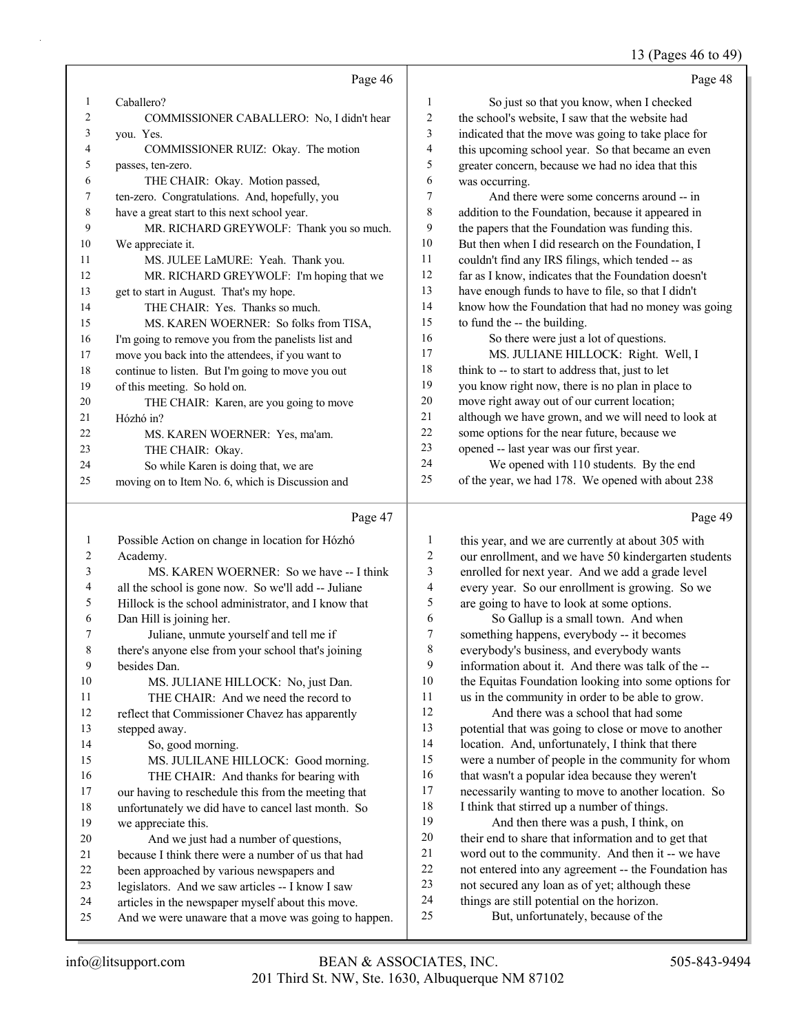Page 46

1 Caballero?
2 COMMISSIONER CABALLERO: No, I didn't hear
3 you. Yes.
4 COMMISSIONER RUIZ: Okay. The motion
5 passes, ten-zero.
6 THE CHAIR: Okay. Motion passed,
7 ten-zero. Congratulations. And, hopefully, you
8 have a great start to this next school year.
9 MR. RICHARD GREYWOLF: Thank you so much.
10 We appreciate it.
11 MS. JULEE LaMURE: Yeah. Thank you.
12 MR. RICHARD GREYWOLF: I'm hoping that we
13 get to start in August. That's my hope.
14 THE CHAIR: Yes. Thanks so much.
15 MS. KAREN WOERNER: So folks from TISA,
16 I'm going to remove you from the panelists list and
17 move you back into the attendees, if you want to
18 continue to listen. But I'm going to move you out
19 of this meeting. So hold on.
20 THE CHAIR: Karen, are you going to move
21 Hózhó in?
22 MS. KAREN WOERNER: Yes, ma'am.
23 THE CHAIR: Okay.
24 So while Karen is doing that, we are
25 moving on to Item No. 6, which is Discussion and

Page 47

1 Possible Action on change in location for Hózhó
2 Academy.
3 MS. KAREN WOERNER: So we have -- I think
4 all the school is gone now. So we'll add -- Juliane
5 Hillock is the school administrator, and I know that
6 Dan Hill is joining her.
7 Juliane, unmute yourself and tell me if
8 there's anyone else from your school that's joining
9 besides Dan.
10 MS. JULIANE HILLOCK: No, just Dan.
11 THE CHAIR: And we need the record to
12 reflect that Commissioner Chavez has apparently
13 stepped away.
14 So, good morning.
15 MS. JULILANE HILLOCK: Good morning.
16 THE CHAIR: And thanks for bearing with
17 our having to reschedule this from the meeting that
18 unfortunately we did have to cancel last month. So
19 we appreciate this.
20 And we just had a number of questions,
21 because I think there were a number of us that had
22 been approached by various newspapers and
23 legislators. And we saw articles -- I know I saw
24 articles in the newspaper myself about this move.
25 And we were unaware that a move was going to happen.

Page 48

1 So just so that you know, when I checked
2 the school's website, I saw that the website had
3 indicated that the move was going to take place for
4 this upcoming school year. So that became an even
5 greater concern, because we had no idea that this
6 was occurring.
7 And there were some concerns around -- in
8 addition to the Foundation, because it appeared in
9 the papers that the Foundation was funding this.
10 But then when I did research on the Foundation, I
11 couldn't find any IRS filings, which tended -- as
12 far as I know, indicates that the Foundation doesn't
13 have enough funds to have to file, so that I didn't
14 know how the Foundation that had no money was going
15 to fund the -- the building.
16 So there were just a lot of questions.
17 MS. JULIANE HILLOCK: Right. Well, I
18 think to -- to start to address that, just to let
19 you know right now, there is no plan in place to
20 move right away out of our current location;
21 although we have grown, and we will need to look at
22 some options for the near future, because we
23 opened -- last year was our first year.
24 We opened with 110 students. By the end
25 of the year, we had 178. We opened with about 238

Page 49

1 this year, and we are currently at about 305 with
2 our enrollment, and we have 50 kindergarten students
3 enrolled for next year. And we add a grade level
4 every year. So our enrollment is growing. So we
5 are going to have to look at some options.
6 So Gallup is a small town. And when
7 something happens, everybody -- it becomes
8 everybody's business, and everybody wants
9 information about it. And there was talk of the --
10 the Equitas Foundation looking into some options for
11 us in the community in order to be able to grow.
12 And there was a school that had some
13 potential that was going to close or move to another
14 location. And, unfortunately, I think that there
15 were a number of people in the community for whom
16 that wasn't a popular idea because they weren't
17 necessarily wanting to move to another location. So
18 I think that stirred up a number of things.
19 And then there was a push, I think, on
20 their end to share that information and to get that
21 word out to the community. And then it -- we have
22 not entered into any agreement -- the Foundation has
23 not secured any loan as of yet; although these
24 things are still potential on the horizon.
25 But, unfortunately, because of the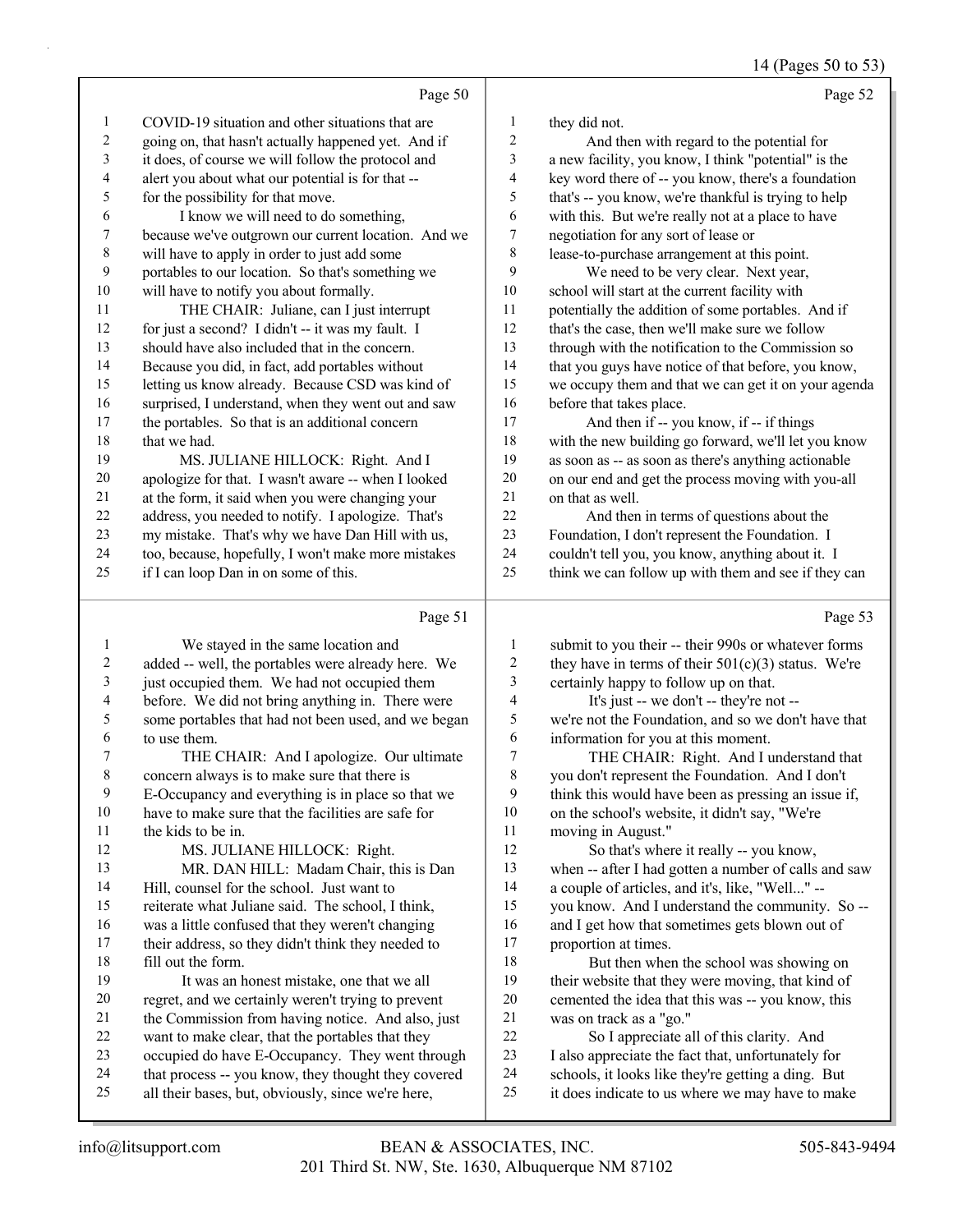Page 50

COVID-19 situation and other situations that are going on, that hasn't actually happened yet. And if it does, of course we will follow the protocol and alert you about what our potential is for that -- for the possibility for that move.

I know we will need to do something, because we've outgrown our current location. And we will have to apply in order to just add some portables to our location. So that's something we will have to notify you about formally.

THE CHAIR: Juliane, can I just interrupt for just a second? I didn't -- it was my fault. I should have also included that in the concern. Because you did, in fact, add portables without letting us know already. Because CSD was kind of surprised, I understand, when they went out and saw the portables. So that is an additional concern that we had.

MS. JULIANE HILLOCK: Right. And I apologize for that. I wasn't aware -- when I looked at the form, it said when you were changing your address, you needed to notify. I apologize. That's my mistake. That's why we have Dan Hill with us, too, because, hopefully, I won't make more mistakes if I can loop Dan in on some of this.

Page 51

We stayed in the same location and added -- well, the portables were already here. We just occupied them. We had not occupied them before. We did not bring anything in. There were some portables that had not been used, and we began to use them.

THE CHAIR: And I apologize. Our ultimate concern always is to make sure that there is E-Occupancy and everything is in place so that we have to make sure that the facilities are safe for the kids to be in.

MS. JULIANE HILLOCK: Right.

MR. DAN HILL: Madam Chair, this is Dan Hill, counsel for the school. Just want to reiterate what Juliane said. The school, I think, was a little confused that they weren't changing their address, so they didn't think they needed to fill out the form.

It was an honest mistake, one that we all regret, and we certainly weren't trying to prevent the Commission from having notice. And also, just want to make clear, that the portables that they occupied do have E-Occupancy. They went through that process -- you know, they thought they covered all their bases, but, obviously, since we're here,

Page 52

they did not.

And then with regard to the potential for a new facility, you know, I think "potential" is the key word there of -- you know, there's a foundation that's -- you know, we're thankful is trying to help with this. But we're really not at a place to have negotiation for any sort of lease or lease-to-purchase arrangement at this point.

We need to be very clear. Next year, school will start at the current facility with potentially the addition of some portables. And if that's the case, then we'll make sure we follow through with the notification to the Commission so that you guys have notice of that before, you know, we occupy them and that we can get it on your agenda before that takes place.

And then if -- you know, if -- if things with the new building go forward, we'll let you know as soon as -- as soon as there's anything actionable on our end and get the process moving with you-all on that as well.

And then in terms of questions about the Foundation, I don't represent the Foundation. I couldn't tell you, you know, anything about it. I think we can follow up with them and see if they can

Page 53

submit to you their -- their 990s or whatever forms they have in terms of their 501(c)(3) status. We're certainly happy to follow up on that.

It's just -- we don't -- they're not -- we're not the Foundation, and so we don't have that information for you at this moment.

THE CHAIR: Right. And I understand that you don't represent the Foundation. And I don't think this would have been as pressing an issue if, on the school's website, it didn't say, "We're moving in August."

So that's where it really -- you know, when -- after I had gotten a number of calls and saw a couple of articles, and it's, like, "Well..." -- you know. And I understand the community. So -- and I get how that sometimes gets blown out of proportion at times.

But then when the school was showing on their website that they were moving, that kind of cemented the idea that this was -- you know, this was on track as a "go."

So I appreciate all of this clarity. And I also appreciate the fact that, unfortunately for schools, it looks like they're getting a ding. But it does indicate to us where we may have to make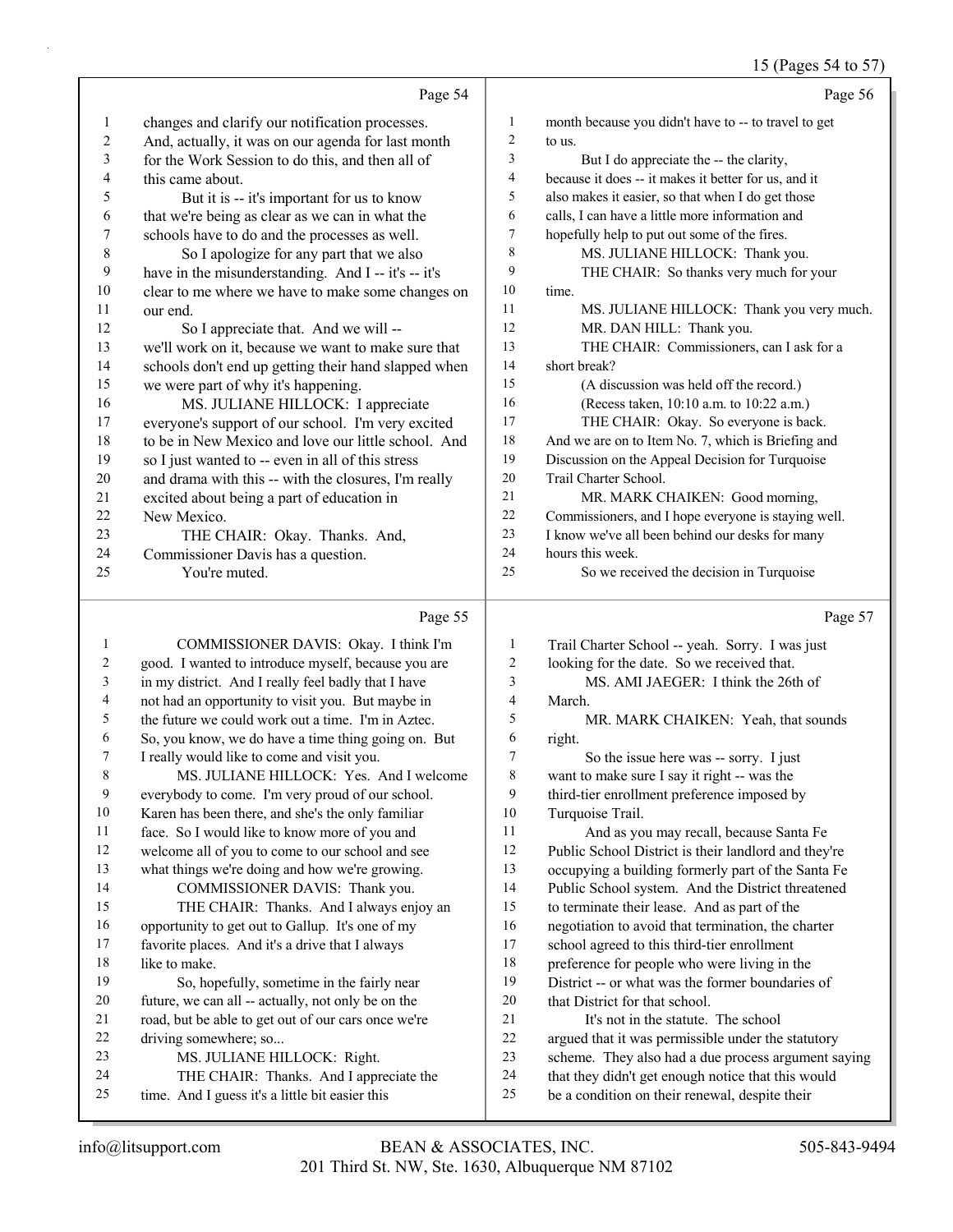Page 54

1 changes and clarify our notification processes.
2 And, actually, it was on our agenda for last month
3 for the Work Session to do this, and then all of
4 this came about.
5 But it is -- it's important for us to know
6 that we're being as clear as we can in what the
7 schools have to do and the processes as well.
8 So I apologize for any part that we also
9 have in the misunderstanding. And I -- it's -- it's
10 clear to me where we have to make some changes on
11 our end.
12 So I appreciate that. And we will --
13 we'll work on it, because we want to make sure that
14 schools don't end up getting their hand slapped when
15 we were part of why it's happening.
16 MS. JULIANE HILLOCK: I appreciate
17 everyone's support of our school. I'm very excited
18 to be in New Mexico and love our little school. And
19 so I just wanted to -- even in all of this stress
20 and drama with this -- with the closures, I'm really
21 excited about being a part of education in
22 New Mexico.
23 THE CHAIR: Okay. Thanks. And,
24 Commissioner Davis has a question.
25 You're muted.

Page 55

1 COMMISSIONER DAVIS: Okay. I think I'm
2 good. I wanted to introduce myself, because you are
3 in my district. And I really feel badly that I have
4 not had an opportunity to visit you. But maybe in
5 the future we could work out a time. I'm in Aztec.
6 So, you know, we do have a time thing going on. But
7 I really would like to come and visit you.
8 MS. JULIANE HILLOCK: Yes. And I welcome
9 everybody to come. I'm very proud of our school.
10 Karen has been there, and she's the only familiar
11 face. So I would like to know more of you and
12 welcome all of you to come to our school and see
13 what things we're doing and how we're growing.
14 COMMISSIONER DAVIS: Thank you.
15 THE CHAIR: Thanks. And I always enjoy an
16 opportunity to get out to Gallup. It's one of my
17 favorite places. And it's a drive that I always
18 like to make.
19 So, hopefully, sometime in the fairly near
20 future, we can all -- actually, not only be on the
21 road, but be able to get out of our cars once we're
22 driving somewhere; so...
23 MS. JULIANE HILLOCK: Right.
24 THE CHAIR: Thanks. And I appreciate the
25 time. And I guess it's a little bit easier this

Page 56

1 month because you didn't have to -- to travel to get
2 to us.
3 But I do appreciate the -- the clarity,
4 because it does -- it makes it better for us, and it
5 also makes it easier, so that when I do get those
6 calls, I can have a little more information and
7 hopefully help to put out some of the fires.
8 MS. JULIANE HILLOCK: Thank you.
9 THE CHAIR: So thanks very much for your
10 time.
11 MS. JULIANE HILLOCK: Thank you very much.
12 MR. DAN HILL: Thank you.
13 THE CHAIR: Commissioners, can I ask for a
14 short break?
15 (A discussion was held off the record.)
16 (Recess taken, 10:10 a.m. to 10:22 a.m.)
17 THE CHAIR: Okay. So everyone is back.
18 And we are on to Item No. 7, which is Briefing and
19 Discussion on the Appeal Decision for Turquoise
20 Trail Charter School.
21 MR. MARK CHAIKEN: Good morning,
22 Commissioners, and I hope everyone is staying well.
23 I know we've all been behind our desks for many
24 hours this week.
25 So we received the decision in Turquoise

Page 57

1 Trail Charter School -- yeah. Sorry. I was just
2 looking for the date. So we received that.
3 MS. AMI JAEGER: I think the 26th of
4 March.
5 MR. MARK CHAIKEN: Yeah, that sounds
6 right.
7 So the issue here was -- sorry. I just
8 want to make sure I say it right -- was the
9 third-tier enrollment preference imposed by
10 Turquoise Trail.
11 And as you may recall, because Santa Fe
12 Public School District is their landlord and they're
13 occupying a building formerly part of the Santa Fe
14 Public School system. And the District threatened
15 to terminate their lease. And as part of the
16 negotiation to avoid that termination, the charter
17 school agreed to this third-tier enrollment
18 preference for people who were living in the
19 District -- or what was the former boundaries of
20 that District for that school.
21 It's not in the statute. The school
22 argued that it was permissible under the statutory
23 scheme. They also had a due process argument saying
24 that they didn't get enough notice that this would
25 be a condition on their renewal, despite their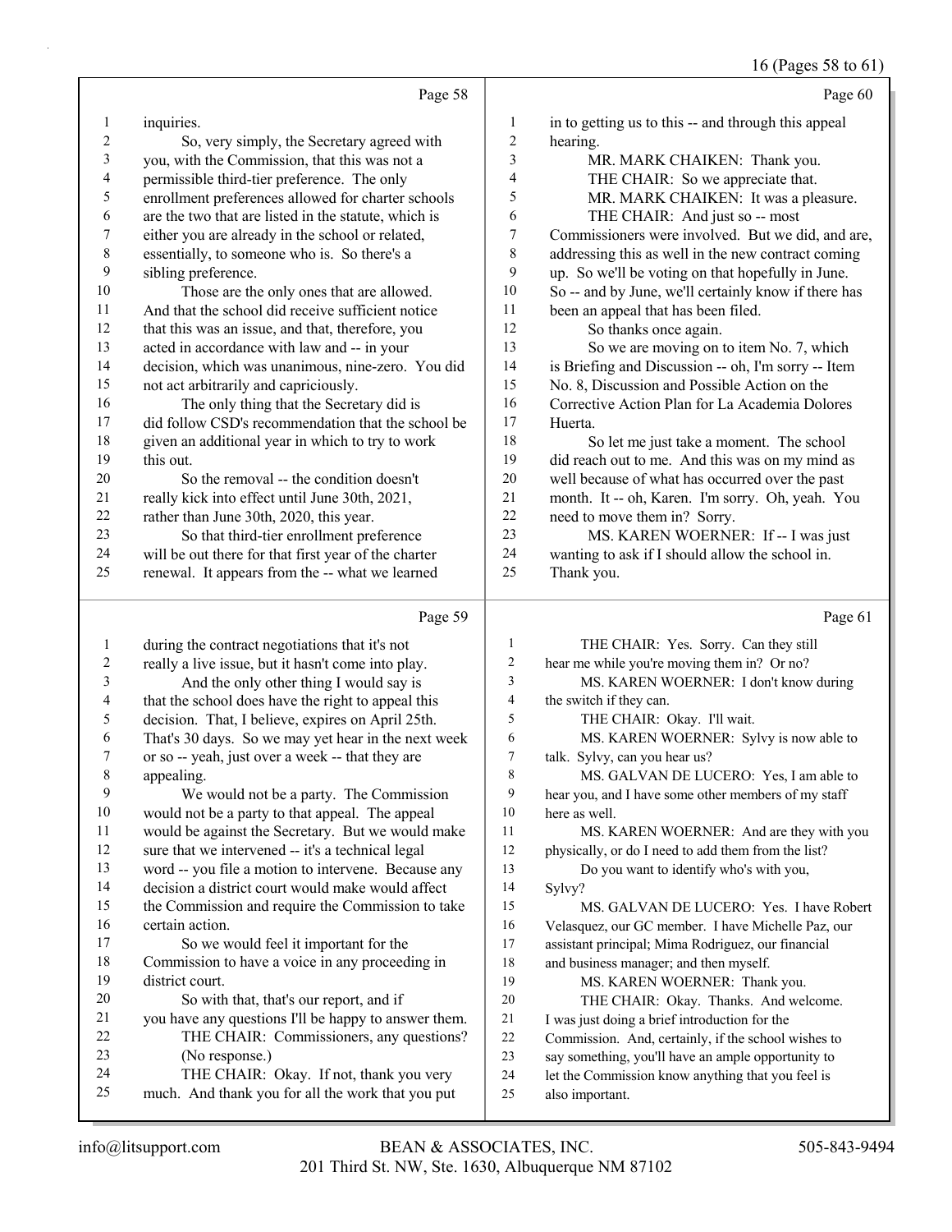Page 58

inquiries.

So, very simply, the Secretary agreed with you, with the Commission, that this was not a permissible third-tier preference. The only enrollment preferences allowed for charter schools are the two that are listed in the statute, which is either you are already in the school or related, essentially, to someone who is. So there's a sibling preference.

Those are the only ones that are allowed. And that the school did receive sufficient notice that this was an issue, and that, therefore, you acted in accordance with law and -- in your decision, which was unanimous, nine-zero. You did not act arbitrarily and capriciously.

The only thing that the Secretary did is did follow CSD's recommendation that the school be given an additional year in which to try to work this out.

So the removal -- the condition doesn't really kick into effect until June 30th, 2021, rather than June 30th, 2020, this year.

So that third-tier enrollment preference will be out there for that first year of the charter renewal. It appears from the -- what we learned

Page 59

during the contract negotiations that it's not really a live issue, but it hasn't come into play.

And the only other thing I would say is that the school does have the right to appeal this decision. That, I believe, expires on April 25th. That's 30 days. So we may yet hear in the next week or so -- yeah, just over a week -- that they are appealing.

We would not be a party. The Commission would not be a party to that appeal. The appeal would be against the Secretary. But we would make sure that we intervened -- it's a technical legal word -- you file a motion to intervene. Because any decision a district court would make would affect the Commission and require the Commission to take certain action.

So we would feel it important for the Commission to have a voice in any proceeding in district court.

So with that, that's our report, and if you have any questions I'll be happy to answer them.

THE CHAIR: Commissioners, any questions?

(No response.)

THE CHAIR: Okay. If not, thank you very much. And thank you for all the work that you put

Page 60

in to getting us to this -- and through this appeal hearing.

MR. MARK CHAIKEN: Thank you.

THE CHAIR: So we appreciate that.

MR. MARK CHAIKEN: It was a pleasure.

THE CHAIR: And just so -- most Commissioners were involved. But we did, and are, addressing this as well in the new contract coming up. So we'll be voting on that hopefully in June. So -- and by June, we'll certainly know if there has been an appeal that has been filed.

So thanks once again.

So we are moving on to item No. 7, which is Briefing and Discussion -- oh, I'm sorry -- Item No. 8, Discussion and Possible Action on the Corrective Action Plan for La Academia Dolores Huerta.

So let me just take a moment. The school did reach out to me. And this was on my mind as well because of what has occurred over the past month. It -- oh, Karen. I'm sorry. Oh, yeah. You need to move them in? Sorry.

MS. KAREN WOERNER: If -- I was just wanting to ask if I should allow the school in. Thank you.

Page 61

THE CHAIR: Yes. Sorry. Can they still hear me while you're moving them in? Or no?

MS. KAREN WOERNER: I don't know during the switch if they can.

THE CHAIR: Okay. I'll wait.

MS. KAREN WOERNER: Sylvy is now able to talk. Sylvy, can you hear us?

MS. GALVAN DE LUCERO: Yes, I am able to hear you, and I have some other members of my staff here as well.

MS. KAREN WOERNER: And are they with you physically, or do I need to add them from the list?

Do you want to identify who's with you, Sylvy?

MS. GALVAN DE LUCERO: Yes. I have Robert Velasquez, our GC member. I have Michelle Paz, our assistant principal; Mima Rodriguez, our financial and business manager; and then myself.

MS. KAREN WOERNER: Thank you.

THE CHAIR: Okay. Thanks. And welcome. I was just doing a brief introduction for the Commission. And, certainly, if the school wishes to say something, you'll have an ample opportunity to let the Commission know anything that you feel is also important.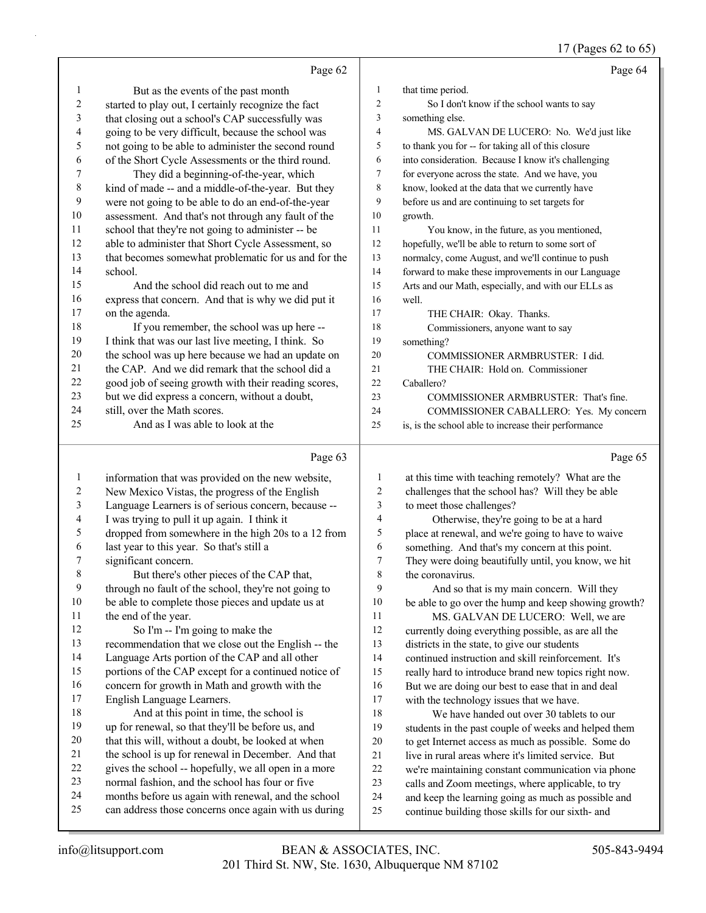Page 62

1 But as the events of the past month
2 started to play out, I certainly recognize the fact
3 that closing out a school's CAP successfully was
4 going to be very difficult, because the school was
5 not going to be able to administer the second round
6 of the Short Cycle Assessments or the third round.
7 They did a beginning-of-the-year, which
8 kind of made -- and a middle-of-the-year. But they
9 were not going to be able to do an end-of-the-year
10 assessment. And that's not through any fault of the
11 school that they're not going to administer -- be
12 able to administer that Short Cycle Assessment, so
13 that becomes somewhat problematic for us and for the
14 school.
15 And the school did reach out to me and
16 express that concern. And that is why we did put it
17 on the agenda.
18 If you remember, the school was up here --
19 I think that was our last live meeting, I think. So
20 the school was up here because we had an update on
21 the CAP. And we did remark that the school did a
22 good job of seeing growth with their reading scores,
23 but we did express a concern, without a doubt,
24 still, over the Math scores.
25 And as I was able to look at the

Page 63

1 information that was provided on the new website,
2 New Mexico Vistas, the progress of the English
3 Language Learners is of serious concern, because --
4 I was trying to pull it up again. I think it
5 dropped from somewhere in the high 20s to a 12 from
6 last year to this year. So that's still a
7 significant concern.
8 But there's other pieces of the CAP that,
9 through no fault of the school, they're not going to
10 be able to complete those pieces and update us at
11 the end of the year.
12 So I'm -- I'm going to make the
13 recommendation that we close out the English -- the
14 Language Arts portion of the CAP and all other
15 portions of the CAP except for a continued notice of
16 concern for growth in Math and growth with the
17 English Language Learners.
18 And at this point in time, the school is
19 up for renewal, so that they'll be before us, and
20 that this will, without a doubt, be looked at when
21 the school is up for renewal in December. And that
22 gives the school -- hopefully, we all open in a more
23 normal fashion, and the school has four or five
24 months before us again with renewal, and the school
25 can address those concerns once again with us during

Page 64

1 that time period.
2 So I don't know if the school wants to say
3 something else.
4 MS. GALVAN DE LUCERO: No. We'd just like
5 to thank you for -- for taking all of this closure
6 into consideration. Because I know it's challenging
7 for everyone across the state. And we have, you
8 know, looked at the data that we currently have
9 before us and are continuing to set targets for
10 growth.
11 You know, in the future, as you mentioned,
12 hopefully, we'll be able to return to some sort of
13 normalcy, come August, and we'll continue to push
14 forward to make these improvements in our Language
15 Arts and our Math, especially, and with our ELLs as
16 well.
17 THE CHAIR: Okay. Thanks.
18 Commissioners, anyone want to say
19 something?
20 COMMISSIONER ARMBRUSTER: I did.
21 THE CHAIR: Hold on. Commissioner
22 Caballero?
23 COMMISSIONER ARMBRUSTER: That's fine.
24 COMMISSIONER CABALLERO: Yes. My concern
25 is, is the school able to increase their performance

Page 65

1 at this time with teaching remotely? What are the
2 challenges that the school has? Will they be able
3 to meet those challenges?
4 Otherwise, they're going to be at a hard
5 place at renewal, and we're going to have to waive
6 something. And that's my concern at this point.
7 They were doing beautifully until, you know, we hit
8 the coronavirus.
9 And so that is my main concern. Will they
10 be able to go over the hump and keep showing growth?
11 MS. GALVAN DE LUCERO: Well, we are
12 currently doing everything possible, as are all the
13 districts in the state, to give our students
14 continued instruction and skill reinforcement. It's
15 really hard to introduce brand new topics right now.
16 But we are doing our best to ease that in and deal
17 with the technology issues that we have.
18 We have handed out over 30 tablets to our
19 students in the past couple of weeks and helped them
20 to get Internet access as much as possible. Some do
21 live in rural areas where it's limited service. But
22 we're maintaining constant communication via phone
23 calls and Zoom meetings, where applicable, to try
24 and keep the learning going as much as possible and
25 continue building those skills for our sixth- and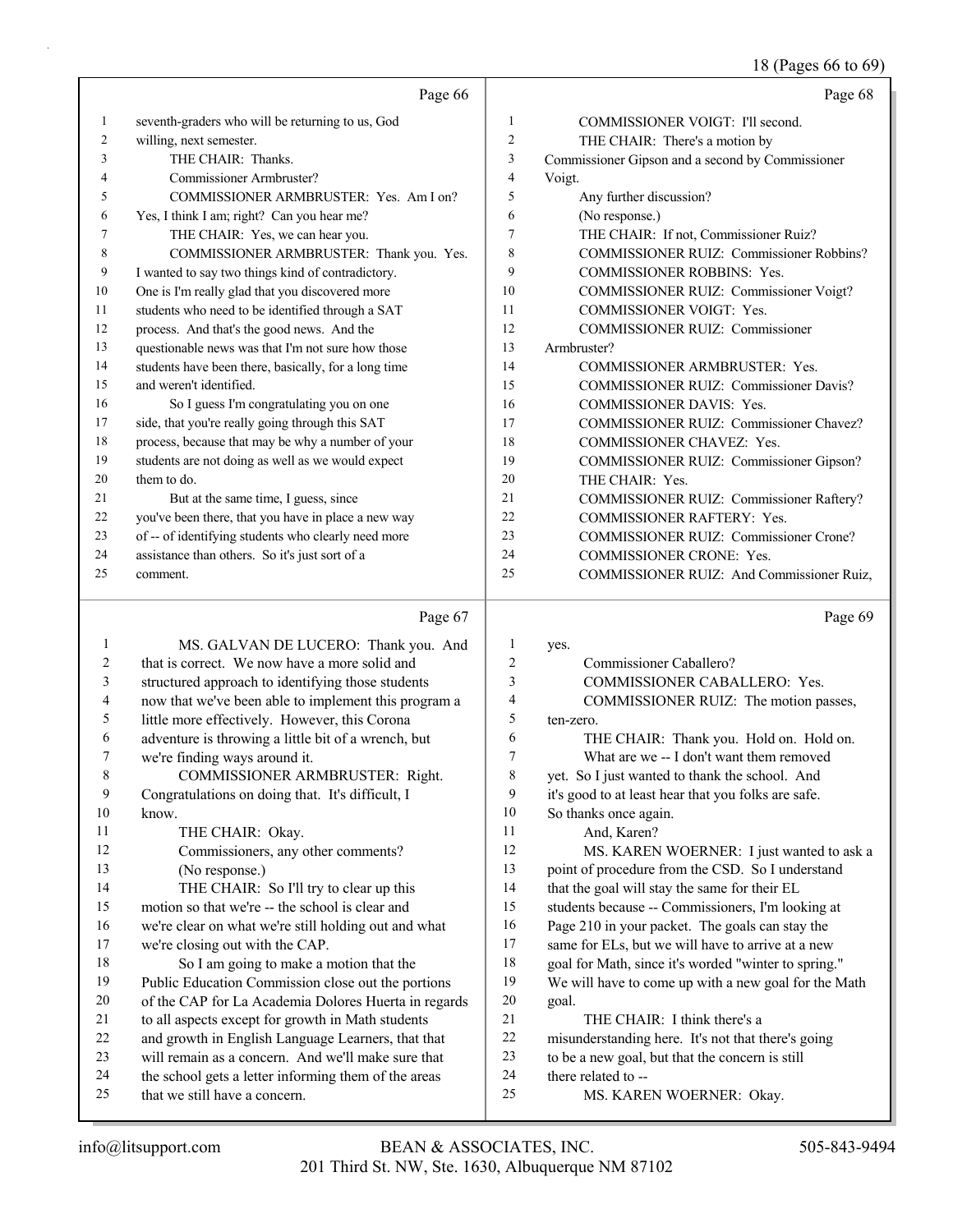Page 66

seventh-graders who will be returning to us, God willing, next semester.

THE CHAIR: Thanks.

Commissioner Armbruster?

COMMISSIONER ARMBRUSTER: Yes. Am I on? Yes, I think I am; right? Can you hear me?

THE CHAIR: Yes, we can hear you.

COMMISSIONER ARMBRUSTER: Thank you. Yes. I wanted to say two things kind of contradictory. One is I'm really glad that you discovered more students who need to be identified through a SAT process. And that's the good news. And the questionable news was that I'm not sure how those students have been there, basically, for a long time and weren't identified.

So I guess I'm congratulating you on one side, that you're really going through this SAT process, because that may be why a number of your students are not doing as well as we would expect them to do.

But at the same time, I guess, since you've been there, that you have in place a new way of -- of identifying students who clearly need more assistance than others. So it's just sort of a comment.

Page 67

MS. GALVAN DE LUCERO: Thank you. And that is correct. We now have a more solid and structured approach to identifying those students now that we've been able to implement this program a little more effectively. However, this Corona adventure is throwing a little bit of a wrench, but we're finding ways around it.

COMMISSIONER ARMBRUSTER: Right. Congratulations on doing that. It's difficult, I know.

THE CHAIR: Okay.

Commissioners, any other comments?

(No response.)

THE CHAIR: So I'll try to clear up this motion so that we're -- the school is clear and we're clear on what we're still holding out and what we're closing out with the CAP.

So I am going to make a motion that the Public Education Commission close out the portions of the CAP for La Academia Dolores Huerta in regards to all aspects except for growth in Math students and growth in English Language Learners, that that will remain as a concern. And we'll make sure that the school gets a letter informing them of the areas that we still have a concern.

Page 68

COMMISSIONER VOIGT: I'll second.

THE CHAIR: There's a motion by Commissioner Gipson and a second by Commissioner Voigt.

Any further discussion?

(No response.)

THE CHAIR: If not, Commissioner Ruiz?

COMMISSIONER RUIZ: Commissioner Robbins?

COMMISSIONER ROBBINS: Yes.

COMMISSIONER RUIZ: Commissioner Voigt?

COMMISSIONER VOIGT: Yes.

COMMISSIONER RUIZ: Commissioner Armbruster?

COMMISSIONER ARMBRUSTER: Yes.

COMMISSIONER RUIZ: Commissioner Davis?

COMMISSIONER DAVIS: Yes.

COMMISSIONER RUIZ: Commissioner Chavez?

COMMISSIONER CHAVEZ: Yes.

COMMISSIONER RUIZ: Commissioner Gipson?

THE CHAIR: Yes.

COMMISSIONER RUIZ: Commissioner Raftery?

COMMISSIONER RAFTERY: Yes.

COMMISSIONER RUIZ: Commissioner Crone?

COMMISSIONER CRONE: Yes.

COMMISSIONER RUIZ: And Commissioner Ruiz,

Page 69

yes.

Commissioner Caballero?

COMMISSIONER CABALLERO: Yes.

COMMISSIONER RUIZ: The motion passes, ten-zero.

THE CHAIR: Thank you. Hold on. Hold on.

What are we -- I don't want them removed yet. So I just wanted to thank the school. And it's good to at least hear that you folks are safe. So thanks once again.

And, Karen?

MS. KAREN WOERNER: I just wanted to ask a point of procedure from the CSD. So I understand that the goal will stay the same for their EL students because -- Commissioners, I'm looking at Page 210 in your packet. The goals can stay the same for ELs, but we will have to arrive at a new goal for Math, since it's worded "winter to spring." We will have to come up with a new goal for the Math goal.

THE CHAIR: I think there's a misunderstanding here. It's not that there's going to be a new goal, but that the concern is still there related to --

MS. KAREN WOERNER: Okay.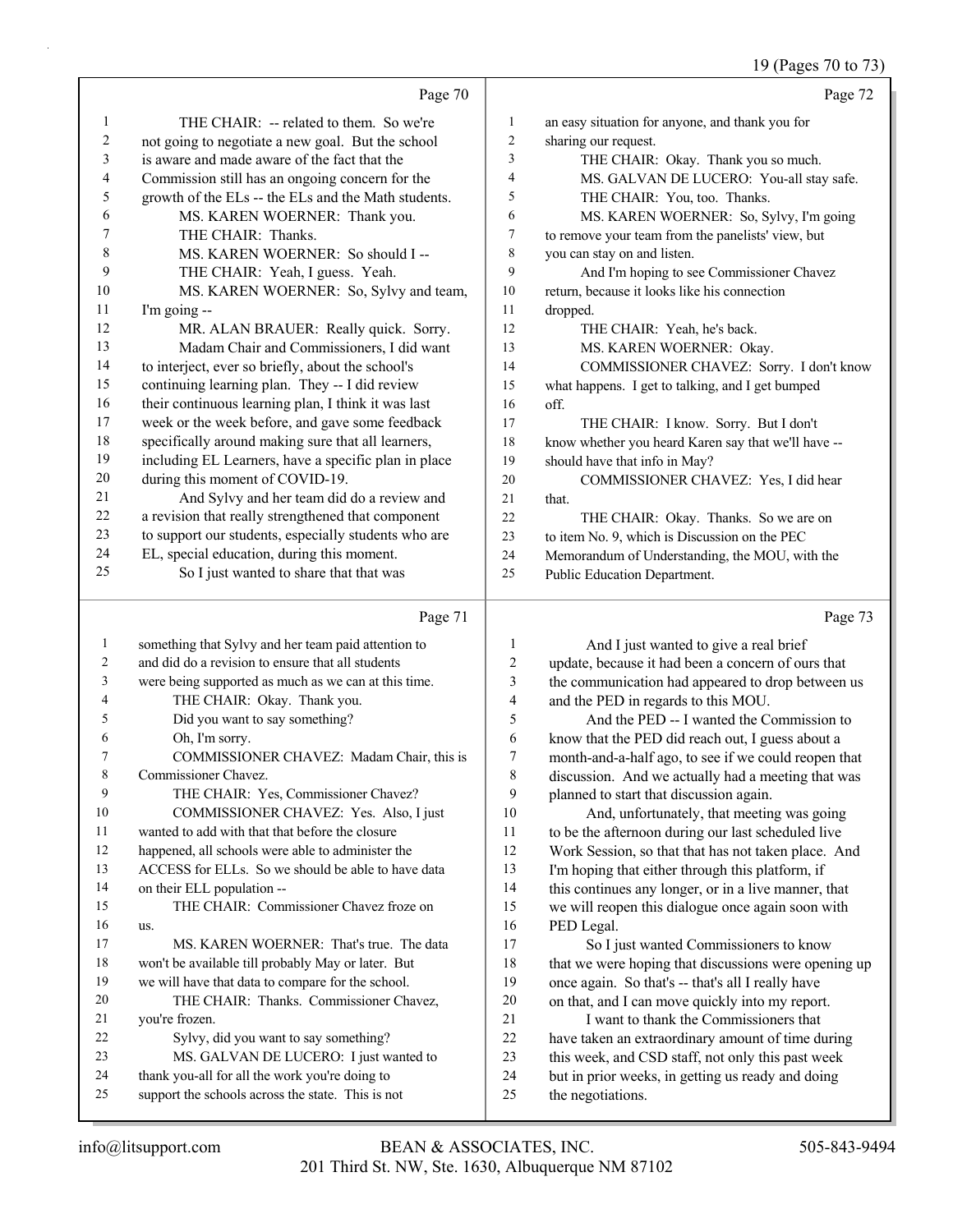Page 70

1 THE CHAIR: -- related to them. So we're
2 not going to negotiate a new goal. But the school
3 is aware and made aware of the fact that the
4 Commission still has an ongoing concern for the
5 growth of the ELs -- the ELs and the Math students.
6 MS. KAREN WOERNER: Thank you.
7 THE CHAIR: Thanks.
8 MS. KAREN WOERNER: So should I --
9 THE CHAIR: Yeah, I guess. Yeah.
10 MS. KAREN WOERNER: So, Sylvy and team,
11 I'm going --
12 MR. ALAN BRAUER: Really quick. Sorry.
13 Madam Chair and Commissioners, I did want
14 to interject, ever so briefly, about the school's
15 continuing learning plan. They -- I did review
16 their continuous learning plan, I think it was last
17 week or the week before, and gave some feedback
18 specifically around making sure that all learners,
19 including EL Learners, have a specific plan in place
20 during this moment of COVID-19.
21 And Sylvy and her team did do a review and
22 a revision that really strengthened that component
23 to support our students, especially students who are
24 EL, special education, during this moment.
25 So I just wanted to share that that was

Page 71

1 something that Sylvy and her team paid attention to
2 and did do a revision to ensure that all students
3 were being supported as much as we can at this time.
4 THE CHAIR: Okay. Thank you.
5 Did you want to say something?
6 Oh, I'm sorry.
7 COMMISSIONER CHAVEZ: Madam Chair, this is
8 Commissioner Chavez.
9 THE CHAIR: Yes, Commissioner Chavez?
10 COMMISSIONER CHAVEZ: Yes. Also, I just
11 wanted to add with that that before the closure
12 happened, all schools were able to administer the
13 ACCESS for ELLs. So we should be able to have data
14 on their ELL population --
15 THE CHAIR: Commissioner Chavez froze on
16 us.
17 MS. KAREN WOERNER: That's true. The data
18 won't be available till probably May or later. But
19 we will have that data to compare for the school.
20 THE CHAIR: Thanks. Commissioner Chavez,
21 you're frozen.
22 Sylvy, did you want to say something?
23 MS. GALVAN DE LUCERO: I just wanted to
24 thank you-all for all the work you're doing to
25 support the schools across the state. This is not

Page 72

1 an easy situation for anyone, and thank you for
2 sharing our request.
3 THE CHAIR: Okay. Thank you so much.
4 MS. GALVAN DE LUCERO: You-all stay safe.
5 THE CHAIR: You, too. Thanks.
6 MS. KAREN WOERNER: So, Sylvy, I'm going
7 to remove your team from the panelists' view, but
8 you can stay on and listen.
9 And I'm hoping to see Commissioner Chavez
10 return, because it looks like his connection
11 dropped.
12 THE CHAIR: Yeah, he's back.
13 MS. KAREN WOERNER: Okay.
14 COMMISSIONER CHAVEZ: Sorry. I don't know
15 what happens. I get to talking, and I get bumped
16 off.
17 THE CHAIR: I know. Sorry. But I don't
18 know whether you heard Karen say that we'll have --
19 should have that info in May?
20 COMMISSIONER CHAVEZ: Yes, I did hear
21 that.
22 THE CHAIR: Okay. Thanks. So we are on
23 to item No. 9, which is Discussion on the PEC
24 Memorandum of Understanding, the MOU, with the
25 Public Education Department.

Page 73

1 And I just wanted to give a real brief
2 update, because it had been a concern of ours that
3 the communication had appeared to drop between us
4 and the PED in regards to this MOU.
5 And the PED -- I wanted the Commission to
6 know that the PED did reach out, I guess about a
7 month-and-a-half ago, to see if we could reopen that
8 discussion. And we actually had a meeting that was
9 planned to start that discussion again.
10 And, unfortunately, that meeting was going
11 to be the afternoon during our last scheduled live
12 Work Session, so that that has not taken place. And
13 I'm hoping that either through this platform, if
14 this continues any longer, or in a live manner, that
15 we will reopen this dialogue once again soon with
16 PED Legal.
17 So I just wanted Commissioners to know
18 that we were hoping that discussions were opening up
19 once again. So that's -- that's all I really have
20 on that, and I can move quickly into my report.
21 I want to thank the Commissioners that
22 have taken an extraordinary amount of time during
23 this week, and CSD staff, not only this past week
24 but in prior weeks, in getting us ready and doing
25 the negotiations.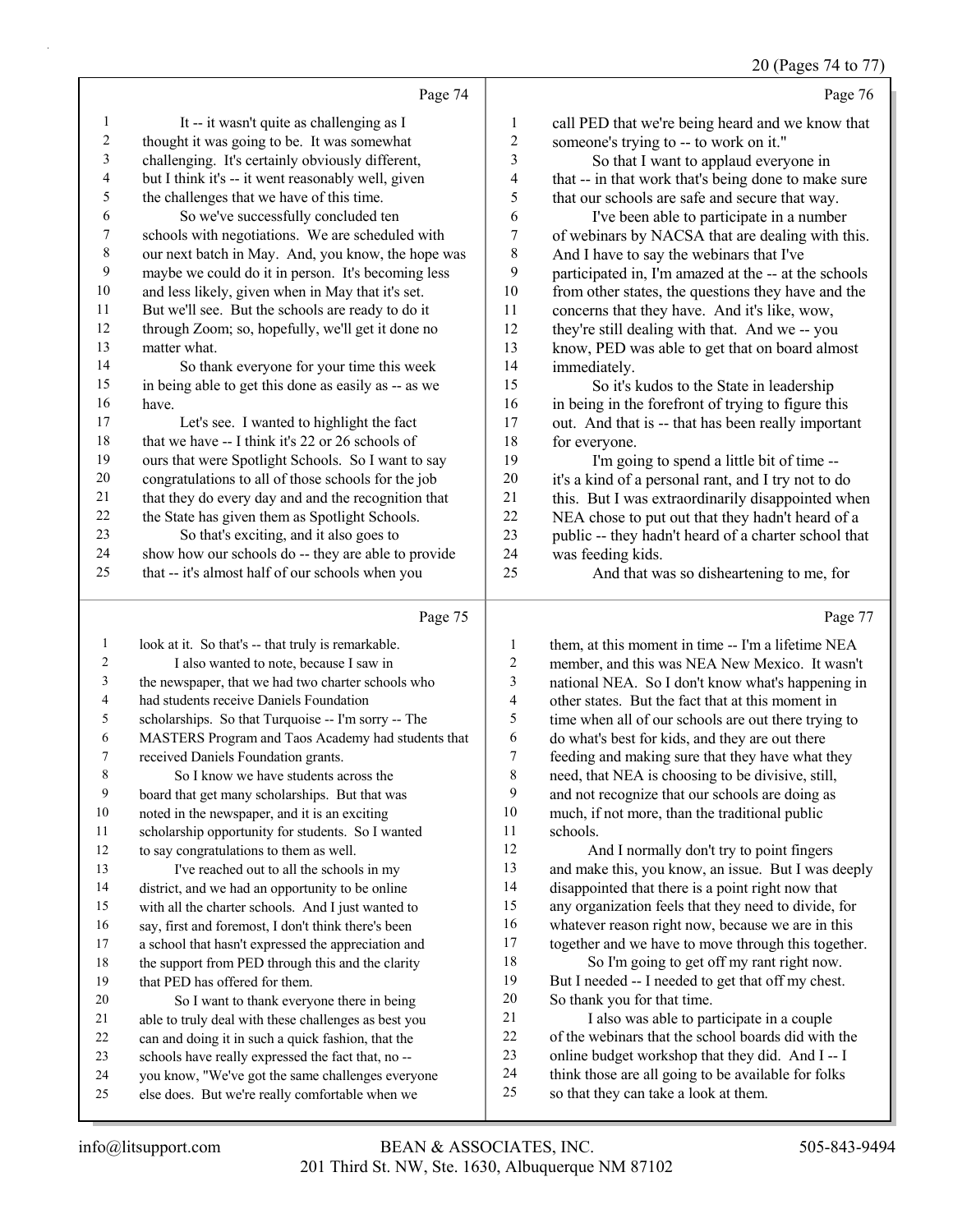Page 74

1 It -- it wasn't quite as challenging as I
2 thought it was going to be. It was somewhat
3 challenging. It's certainly obviously different,
4 but I think it's -- it went reasonably well, given
5 the challenges that we have of this time.
6 So we've successfully concluded ten
7 schools with negotiations. We are scheduled with
8 our next batch in May. And, you know, the hope was
9 maybe we could do it in person. It's becoming less
10 and less likely, given when in May that it's set.
11 But we'll see. But the schools are ready to do it
12 through Zoom; so, hopefully, we'll get it done no
13 matter what.
14 So thank everyone for your time this week
15 in being able to get this done as easily as -- as we
16 have.
17 Let's see. I wanted to highlight the fact
18 that we have -- I think it's 22 or 26 schools of
19 ours that were Spotlight Schools. So I want to say
20 congratulations to all of those schools for the job
21 that they do every day and and the recognition that
22 the State has given them as Spotlight Schools.
23 So that's exciting, and it also goes to
24 show how our schools do -- they are able to provide
25 that -- it's almost half of our schools when you

Page 75

1 look at it. So that's -- that truly is remarkable.
2 I also wanted to note, because I saw in
3 the newspaper, that we had two charter schools who
4 had students receive Daniels Foundation
5 scholarships. So that Turquoise -- I'm sorry -- The
6 MASTERS Program and Taos Academy had students that
7 received Daniels Foundation grants.
8 So I know we have students across the
9 board that get many scholarships. But that was
10 noted in the newspaper, and it is an exciting
11 scholarship opportunity for students. So I wanted
12 to say congratulations to them as well.
13 I've reached out to all the schools in my
14 district, and we had an opportunity to be online
15 with all the charter schools. And I just wanted to
16 say, first and foremost, I don't think there's been
17 a school that hasn't expressed the appreciation and
18 the support from PED through this and the clarity
19 that PED has offered for them.
20 So I want to thank everyone there in being
21 able to truly deal with these challenges as best you
22 can and doing it in such a quick fashion, that the
23 schools have really expressed the fact that, no --
24 you know, "We've got the same challenges everyone
25 else does. But we're really comfortable when we

Page 76

1 call PED that we're being heard and we know that
2 someone's trying to -- to work on it."
3 So that I want to applaud everyone in
4 that -- in that work that's being done to make sure
5 that our schools are safe and secure that way.
6 I've been able to participate in a number
7 of webinars by NACSA that are dealing with this.
8 And I have to say the webinars that I've
9 participated in, I'm amazed at the -- at the schools
10 from other states, the questions they have and the
11 concerns that they have. And it's like, wow,
12 they're still dealing with that. And we -- you
13 know, PED was able to get that on board almost
14 immediately.
15 So it's kudos to the State in leadership
16 in being in the forefront of trying to figure this
17 out. And that is -- that has been really important
18 for everyone.
19 I'm going to spend a little bit of time --
20 it's a kind of a personal rant, and I try not to do
21 this. But I was extraordinarily disappointed when
22 NEA chose to put out that they hadn't heard of a
23 public -- they hadn't heard of a charter school that
24 was feeding kids.
25 And that was so disheartening to me, for

Page 77

1 them, at this moment in time -- I'm a lifetime NEA
2 member, and this was NEA New Mexico. It wasn't
3 national NEA. So I don't know what's happening in
4 other states. But the fact that at this moment in
5 time when all of our schools are out there trying to
6 do what's best for kids, and they are out there
7 feeding and making sure that they have what they
8 need, that NEA is choosing to be divisive, still,
9 and not recognize that our schools are doing as
10 much, if not more, than the traditional public
11 schools.
12 And I normally don't try to point fingers
13 and make this, you know, an issue. But I was deeply
14 disappointed that there is a point right now that
15 any organization feels that they need to divide, for
16 whatever reason right now, because we are in this
17 together and we have to move through this together.
18 So I'm going to get off my rant right now.
19 But I needed -- I needed to get that off my chest.
20 So thank you for that time.
21 I also was able to participate in a couple
22 of the webinars that the school boards did with the
23 online budget workshop that they did. And I -- I
24 think those are all going to be available for folks
25 so that they can take a look at them.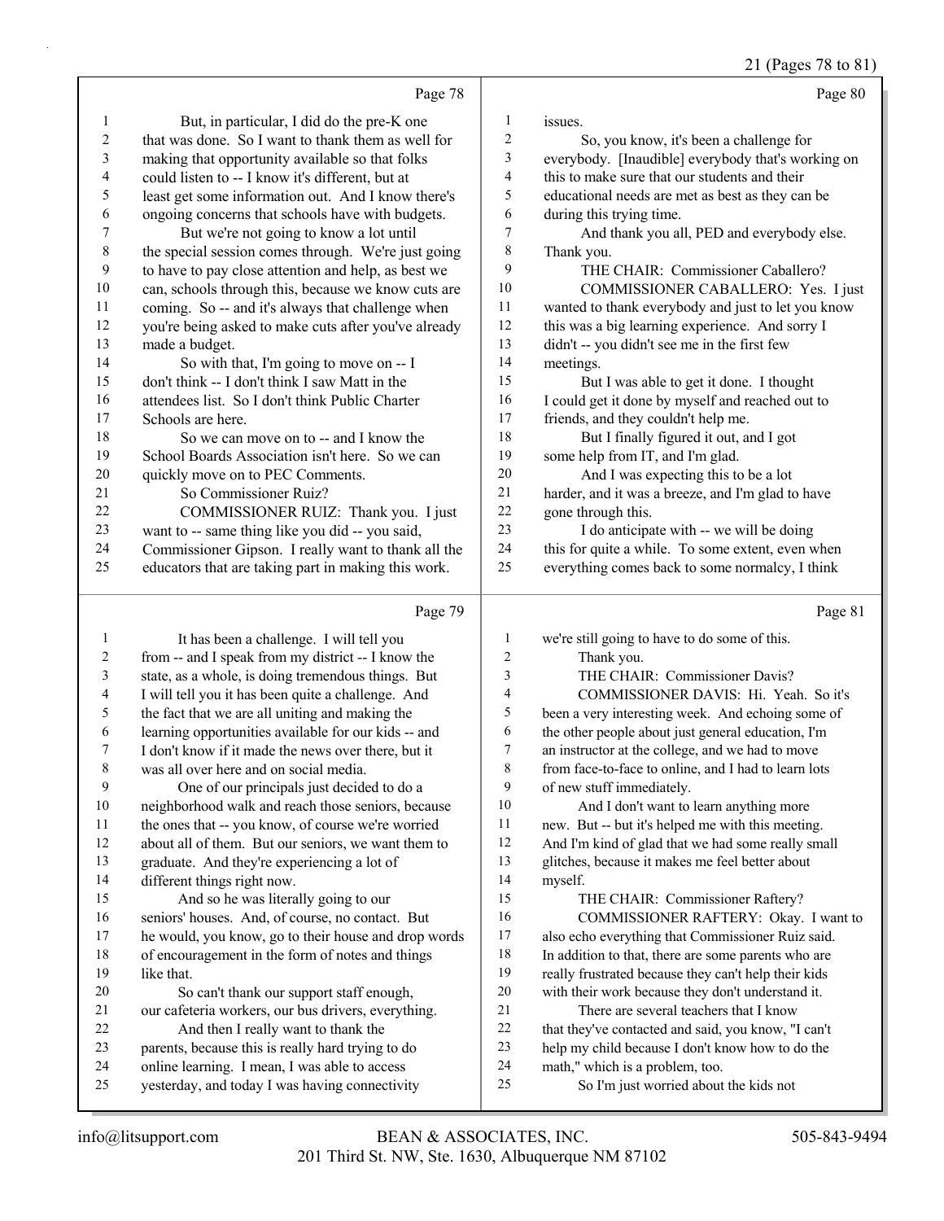Page 78

1 But, in particular, I did do the pre-K one
2 that was done. So I want to thank them as well for
3 making that opportunity available so that folks
4 could listen to -- I know it's different, but at
5 least get some information out. And I know there's
6 ongoing concerns that schools have with budgets.
7 But we're not going to know a lot until
8 the special session comes through. We're just going
9 to have to pay close attention and help, as best we
10 can, schools through this, because we know cuts are
11 coming. So -- and it's always that challenge when
12 you're being asked to make cuts after you've already
13 made a budget.
14 So with that, I'm going to move on -- I
15 don't think -- I don't think I saw Matt in the
16 attendees list. So I don't think Public Charter
17 Schools are here.
18 So we can move on to -- and I know the
19 School Boards Association isn't here. So we can
20 quickly move on to PEC Comments.
21 So Commissioner Ruiz?
22 COMMISSIONER RUIZ: Thank you. I just
23 want to -- same thing like you did -- you said,
24 Commissioner Gipson. I really want to thank all the
25 educators that are taking part in making this work.

Page 79

1 It has been a challenge. I will tell you
2 from -- and I speak from my district -- I know the
3 state, as a whole, is doing tremendous things. But
4 I will tell you it has been quite a challenge. And
5 the fact that we are all uniting and making the
6 learning opportunities available for our kids -- and
7 I don't know if it made the news over there, but it
8 was all over here and on social media.
9 One of our principals just decided to do a
10 neighborhood walk and reach those seniors, because
11 the ones that -- you know, of course we're worried
12 about all of them. But our seniors, we want them to
13 graduate. And they're experiencing a lot of
14 different things right now.
15 And so he was literally going to our
16 seniors' houses. And, of course, no contact. But
17 he would, you know, go to their house and drop words
18 of encouragement in the form of notes and things
19 like that.
20 So can't thank our support staff enough,
21 our cafeteria workers, our bus drivers, everything.
22 And then I really want to thank the
23 parents, because this is really hard trying to do
24 online learning. I mean, I was able to access
25 yesterday, and today I was having connectivity

Page 80

1 issues.
2 So, you know, it's been a challenge for
3 everybody. [Inaudible] everybody that's working on
4 this to make sure that our students and their
5 educational needs are met as best as they can be
6 during this trying time.
7 And thank you all, PED and everybody else.
8 Thank you.
9 THE CHAIR: Commissioner Caballero?
10 COMMISSIONER CABALLERO: Yes. I just
11 wanted to thank everybody and just to let you know
12 this was a big learning experience. And sorry I
13 didn't -- you didn't see me in the first few
14 meetings.
15 But I was able to get it done. I thought
16 I could get it done by myself and reached out to
17 friends, and they couldn't help me.
18 But I finally figured it out, and I got
19 some help from IT, and I'm glad.
20 And I was expecting this to be a lot
21 harder, and it was a breeze, and I'm glad to have
22 gone through this.
23 I do anticipate with -- we will be doing
24 this for quite a while. To some extent, even when
25 everything comes back to some normalcy, I think

Page 81

1 we're still going to have to do some of this.
2 Thank you.
3 THE CHAIR: Commissioner Davis?
4 COMMISSIONER DAVIS: Hi. Yeah. So it's
5 been a very interesting week. And echoing some of
6 the other people about just general education, I'm
7 an instructor at the college, and we had to move
8 from face-to-face to online, and I had to learn lots
9 of new stuff immediately.
10 And I don't want to learn anything more
11 new. But -- but it's helped me with this meeting.
12 And I'm kind of glad that we had some really small
13 glitches, because it makes me feel better about
14 myself.
15 THE CHAIR: Commissioner Raftery?
16 COMMISSIONER RAFTERY: Okay. I want to
17 also echo everything that Commissioner Ruiz said.
18 In addition to that, there are some parents who are
19 really frustrated because they can't help their kids
20 with their work because they don't understand it.
21 There are several teachers that I know
22 that they've contacted and said, you know, "I can't
23 help my child because I don't know how to do the
24 math," which is a problem, too.
25 So I'm just worried about the kids not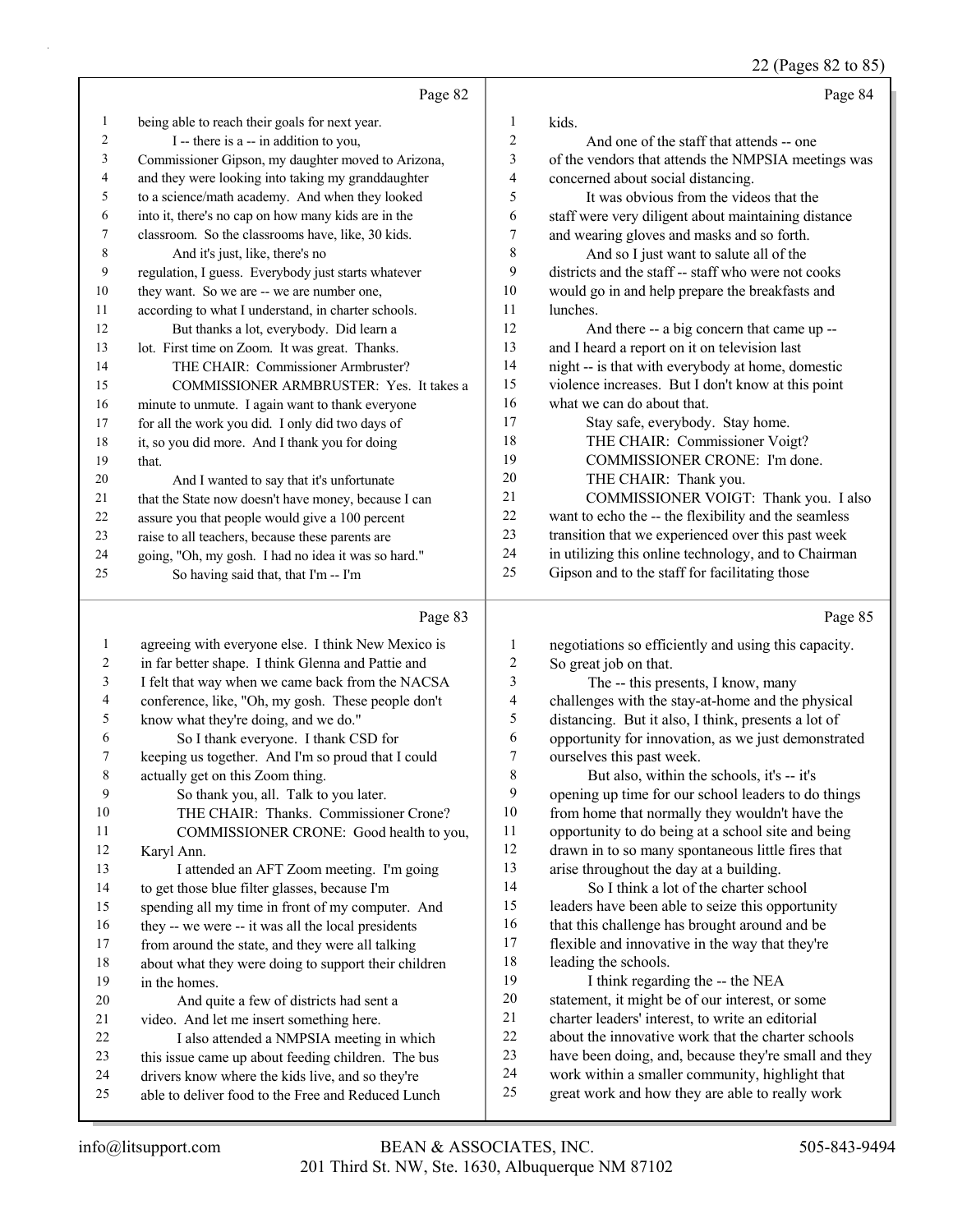Page 82

being able to reach their goals for next year.

I -- there is a -- in addition to you, Commissioner Gipson, my daughter moved to Arizona, and they were looking into taking my granddaughter to a science/math academy. And when they looked into it, there's no cap on how many kids are in the classroom. So the classrooms have, like, 30 kids.

And it's just, like, there's no regulation, I guess. Everybody just starts whatever they want. So we are -- we are number one, according to what I understand, in charter schools.

But thanks a lot, everybody. Did learn a lot. First time on Zoom. It was great. Thanks.

THE CHAIR: Commissioner Armbruster?

COMMISSIONER ARMBRUSTER: Yes. It takes a minute to unmute. I again want to thank everyone for all the work you did. I only did two days of it, so you did more. And I thank you for doing that.

And I wanted to say that it's unfortunate that the State now doesn't have money, because I can assure you that people would give a 100 percent raise to all teachers, because these parents are going, "Oh, my gosh. I had no idea it was so hard."

So having said that, that I'm -- I'm

Page 83

agreeing with everyone else. I think New Mexico is in far better shape. I think Glenna and Pattie and I felt that way when we came back from the NACSA conference, like, "Oh, my gosh. These people don't know what they're doing, and we do."

So I thank everyone. I thank CSD for keeping us together. And I'm so proud that I could actually get on this Zoom thing.

So thank you, all. Talk to you later.

THE CHAIR: Thanks. Commissioner Crone?

COMMISSIONER CRONE: Good health to you, Karyl Ann.

I attended an AFT Zoom meeting. I'm going to get those blue filter glasses, because I'm spending all my time in front of my computer. And they -- we were -- it was all the local presidents from around the state, and they were all talking about what they were doing to support their children in the homes.

And quite a few of districts had sent a video. And let me insert something here.

I also attended a NMPSIA meeting in which this issue came up about feeding children. The bus drivers know where the kids live, and so they're able to deliver food to the Free and Reduced Lunch

Page 84

kids.

And one of the staff that attends -- one of the vendors that attends the NMPSIA meetings was concerned about social distancing.

It was obvious from the videos that the staff were very diligent about maintaining distance and wearing gloves and masks and so forth.

And so I just want to salute all of the districts and the staff -- staff who were not cooks would go in and help prepare the breakfasts and lunches.

And there -- a big concern that came up -- and I heard a report on it on television last night -- is that with everybody at home, domestic violence increases. But I don't know at this point what we can do about that.

Stay safe, everybody. Stay home.

THE CHAIR: Commissioner Voigt?

COMMISSIONER CRONE: I'm done.

THE CHAIR: Thank you.

COMMISSIONER VOIGT: Thank you. I also want to echo the -- the flexibility and the seamless transition that we experienced over this past week in utilizing this online technology, and to Chairman Gipson and to the staff for facilitating those

Page 85

negotiations so efficiently and using this capacity. So great job on that.

The -- this presents, I know, many challenges with the stay-at-home and the physical distancing. But it also, I think, presents a lot of opportunity for innovation, as we just demonstrated ourselves this past week.

But also, within the schools, it's -- it's opening up time for our school leaders to do things from home that normally they wouldn't have the opportunity to do being at a school site and being drawn in to so many spontaneous little fires that arise throughout the day at a building.

So I think a lot of the charter school leaders have been able to seize this opportunity that this challenge has brought around and be flexible and innovative in the way that they're leading the schools.

I think regarding the -- the NEA statement, it might be of our interest, or some charter leaders' interest, to write an editorial about the innovative work that the charter schools have been doing, and, because they're small and they work within a smaller community, highlight that great work and how they are able to really work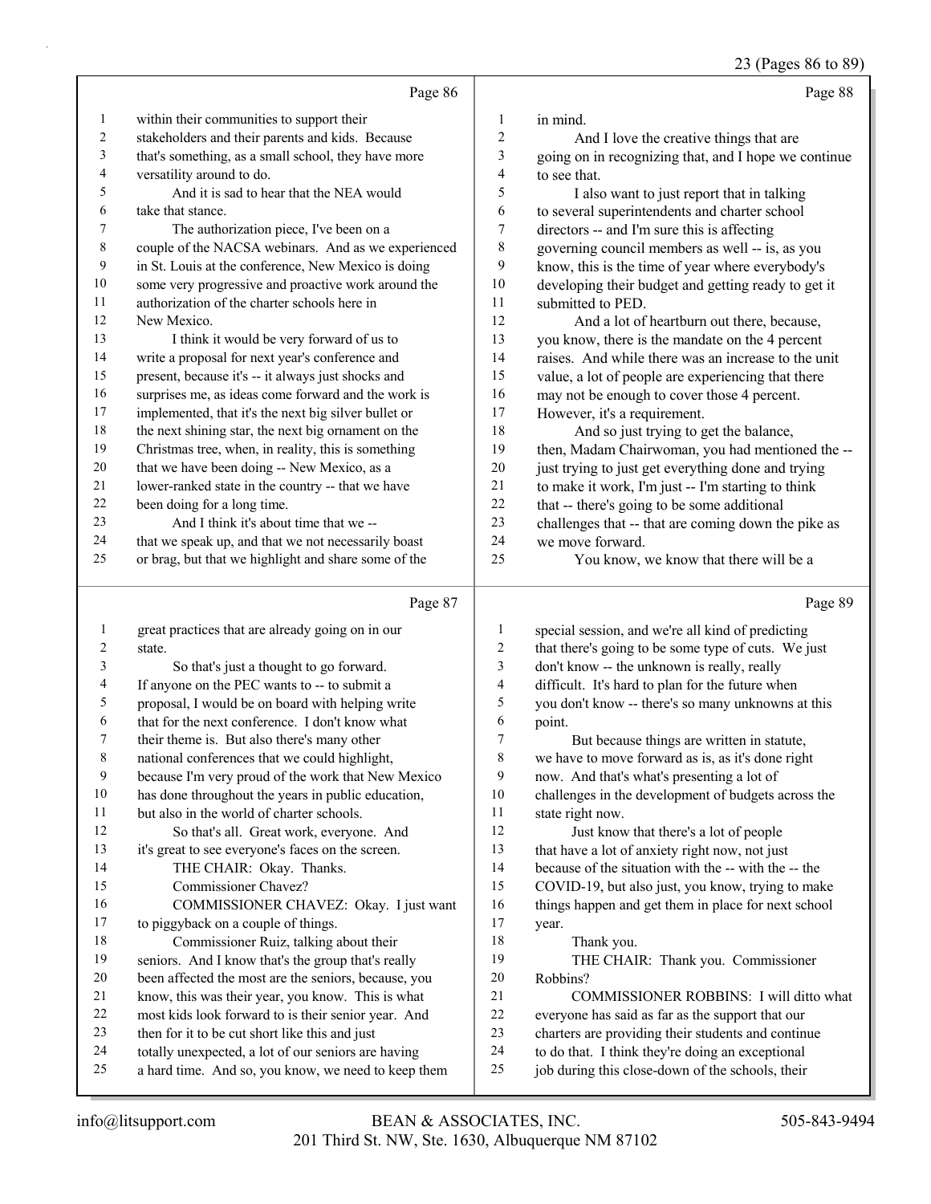Page 86

within their communities to support their stakeholders and their parents and kids. Because that's something, as a small school, they have more versatility around to do.

And it is sad to hear that the NEA would take that stance.

The authorization piece, I've been on a couple of the NACSA webinars. And as we experienced in St. Louis at the conference, New Mexico is doing some very progressive and proactive work around the authorization of the charter schools here in New Mexico.

I think it would be very forward of us to write a proposal for next year's conference and present, because it's -- it always just shocks and surprises me, as ideas come forward and the work is implemented, that it's the next big silver bullet or the next shining star, the next big ornament on the Christmas tree, when, in reality, this is something that we have been doing -- New Mexico, as a lower-ranked state in the country -- that we have been doing for a long time.

And I think it's about time that we -- that we speak up, and that we not necessarily boast or brag, but that we highlight and share some of the

Page 87

great practices that are already going on in our state.

So that's just a thought to go forward. If anyone on the PEC wants to -- to submit a proposal, I would be on board with helping write that for the next conference. I don't know what their theme is. But also there's many other national conferences that we could highlight, because I'm very proud of the work that New Mexico has done throughout the years in public education, but also in the world of charter schools.

So that's all. Great work, everyone. And it's great to see everyone's faces on the screen.

THE CHAIR: Okay. Thanks.

Commissioner Chavez?

COMMISSIONER CHAVEZ: Okay. I just want to piggyback on a couple of things.

Commissioner Ruiz, talking about their seniors. And I know that's the group that's really been affected the most are the seniors, because, you know, this was their year, you know. This is what most kids look forward to is their senior year. And then for it to be cut short like this and just totally unexpected, a lot of our seniors are having a hard time. And so, you know, we need to keep them

Page 88

in mind.

And I love the creative things that are going on in recognizing that, and I hope we continue to see that.

I also want to just report that in talking to several superintendents and charter school directors -- and I'm sure this is affecting governing council members as well -- is, as you know, this is the time of year where everybody's developing their budget and getting ready to get it submitted to PED.

And a lot of heartburn out there, because, you know, there is the mandate on the 4 percent raises. And while there was an increase to the unit value, a lot of people are experiencing that there may not be enough to cover those 4 percent. However, it's a requirement.

And so just trying to get the balance, then, Madam Chairwoman, you had mentioned the -- just trying to just get everything done and trying to make it work, I'm just -- I'm starting to think that -- there's going to be some additional challenges that -- that are coming down the pike as we move forward.

You know, we know that there will be a

Page 89

special session, and we're all kind of predicting that there's going to be some type of cuts. We just don't know -- the unknown is really, really difficult. It's hard to plan for the future when you don't know -- there's so many unknowns at this point.

But because things are written in statute, we have to move forward as is, as it's done right now. And that's what's presenting a lot of challenges in the development of budgets across the state right now.

Just know that there's a lot of people that have a lot of anxiety right now, not just because of the situation with the -- with the -- the COVID-19, but also just, you know, trying to make things happen and get them in place for next school year.

Thank you.

THE CHAIR: Thank you. Commissioner Robbins?

COMMISSIONER ROBBINS: I will ditto what everyone has said as far as the support that our charters are providing their students and continue to do that. I think they're doing an exceptional job during this close-down of the schools, their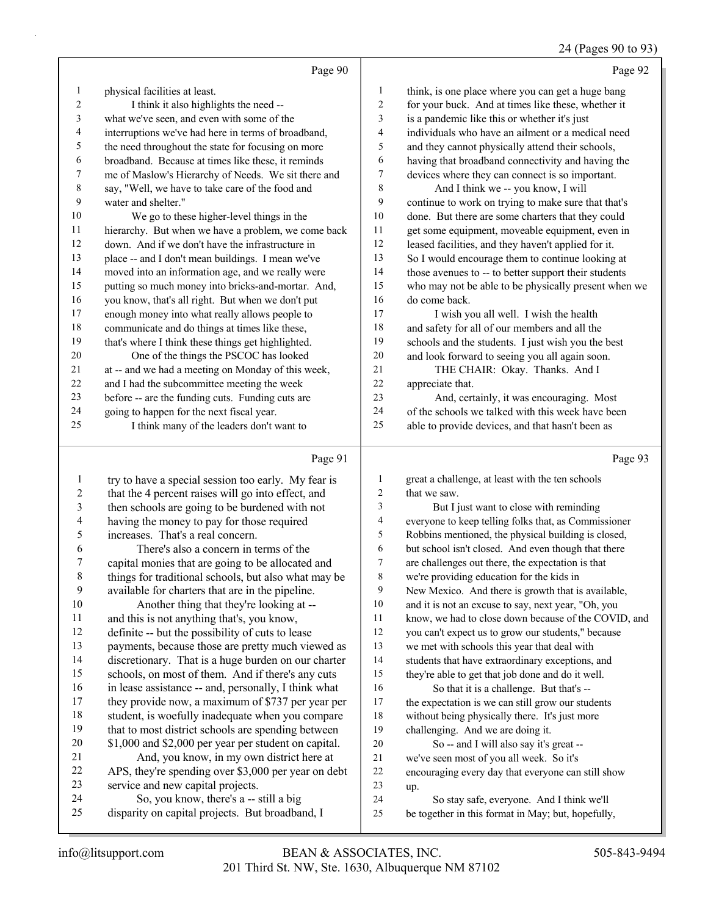Page 90

1 physical facilities at least.
2 I think it also highlights the need --
3 what we've seen, and even with some of the
4 interruptions we've had here in terms of broadband,
5 the need throughout the state for focusing on more
6 broadband. Because at times like these, it reminds
7 me of Maslow's Hierarchy of Needs. We sit there and
8 say, "Well, we have to take care of the food and
9 water and shelter."
10 We go to these higher-level things in the
11 hierarchy. But when we have a problem, we come back
12 down. And if we don't have the infrastructure in
13 place -- and I don't mean buildings. I mean we've
14 moved into an information age, and we really were
15 putting so much money into bricks-and-mortar. And,
16 you know, that's all right. But when we don't put
17 enough money into what really allows people to
18 communicate and do things at times like these,
19 that's where I think these things get highlighted.
20 One of the things the PSCOC has looked
21 at -- and we had a meeting on Monday of this week,
22 and I had the subcommittee meeting the week
23 before -- are the funding cuts. Funding cuts are
24 going to happen for the next fiscal year.
25 I think many of the leaders don't want to

Page 91

1 try to have a special session too early. My fear is
2 that the 4 percent raises will go into effect, and
3 then schools are going to be burdened with not
4 having the money to pay for those required
5 increases. That's a real concern.
6 There's also a concern in terms of the
7 capital monies that are going to be allocated and
8 things for traditional schools, but also what may be
9 available for charters that are in the pipeline.
10 Another thing that they're looking at --
11 and this is not anything that's, you know,
12 definite -- but the possibility of cuts to lease
13 payments, because those are pretty much viewed as
14 discretionary. That is a huge burden on our charter
15 schools, on most of them. And if there's any cuts
16 in lease assistance -- and, personally, I think what
17 they provide now, a maximum of $737 per year per
18 student, is woefully inadequate when you compare
19 that to most district schools are spending between
20 $1,000 and $2,000 per year per student on capital.
21 And, you know, in my own district here at
22 APS, they're spending over $3,000 per year on debt
23 service and new capital projects.
24 So, you know, there's a -- still a big
25 disparity on capital projects. But broadband, I

Page 92

1 think, is one place where you can get a huge bang
2 for your buck. And at times like these, whether it
3 is a pandemic like this or whether it's just
4 individuals who have an ailment or a medical need
5 and they cannot physically attend their schools,
6 having that broadband connectivity and having the
7 devices where they can connect is so important.
8 And I think we -- you know, I will
9 continue to work on trying to make sure that that's
10 done. But there are some charters that they could
11 get some equipment, moveable equipment, even in
12 leased facilities, and they haven't applied for it.
13 So I would encourage them to continue looking at
14 those avenues to -- to better support their students
15 who may not be able to be physically present when we
16 do come back.
17 I wish you all well. I wish the health
18 and safety for all of our members and all the
19 schools and the students. I just wish you the best
20 and look forward to seeing you all again soon.
21 THE CHAIR: Okay. Thanks. And I
22 appreciate that.
23 And, certainly, it was encouraging. Most
24 of the schools we talked with this week have been
25 able to provide devices, and that hasn't been as

Page 93

1 great a challenge, at least with the ten schools
2 that we saw.
3 But I just want to close with reminding
4 everyone to keep telling folks that, as Commissioner
5 Robbins mentioned, the physical building is closed,
6 but school isn't closed. And even though that there
7 are challenges out there, the expectation is that
8 we're providing education for the kids in
9 New Mexico. And there is growth that is available,
10 and it is not an excuse to say, next year, "Oh, you
11 know, we had to close down because of the COVID, and
12 you can't expect us to grow our students," because
13 we met with schools this year that deal with
14 students that have extraordinary exceptions, and
15 they're able to get that job done and do it well.
16 So that it is a challenge. But that's --
17 the expectation is we can still grow our students
18 without being physically there. It's just more
19 challenging. And we are doing it.
20 So -- and I will also say it's great --
21 we've seen most of you all week. So it's
22 encouraging every day that everyone can still show
23 up.
24 So stay safe, everyone. And I think we'll
25 be together in this format in May; but, hopefully,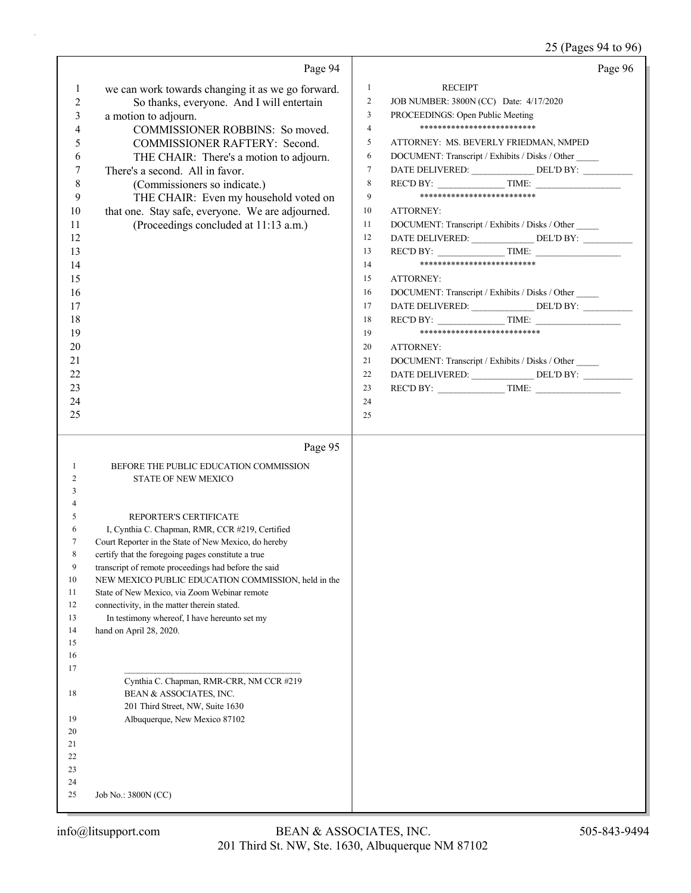Page 94

1 we can work towards changing it as we go forward.
2 So thanks, everyone. And I will entertain
3 a motion to adjourn.
4 COMMISSIONER ROBBINS: So moved.
5 COMMISSIONER RAFTERY: Second.
6 THE CHAIR: There's a motion to adjourn.
7 There's a second. All in favor.
8 (Commissioners so indicate.)
9 THE CHAIR: Even my household voted on
10 that one. Stay safe, everyone. We are adjourned.
11 (Proceedings concluded at 11:13 a.m.)
12
13
14
15
16
17
18
19
20
21
22
23
24
25

Page 95

1 BEFORE THE PUBLIC EDUCATION COMMISSION
2 STATE OF NEW MEXICO
3
4
5 REPORTER'S CERTIFICATE
6 I, Cynthia C. Chapman, RMR, CCR #219, Certified
7 Court Reporter in the State of New Mexico, do hereby
8 certify that the foregoing pages constitute a true
9 transcript of remote proceedings had before the said
10 NEW MEXICO PUBLIC EDUCATION COMMISSION, held in the
11 State of New Mexico, via Zoom Webinar remote
12 connectivity, in the matter therein stated.
13 In testimony whereof, I have hereunto set my
14 hand on April 28, 2020.
15
16
17 _______________________________
Cynthia C. Chapman, RMR-CRR, NM CCR #219
18 BEAN & ASSOCIATES, INC.
201 Third Street, NW, Suite 1630
19 Albuquerque, New Mexico 87102
20
21
22
23
24
25 Job No.: 3800N (CC)

Page 96

1 RECEIPT
2 JOB NUMBER: 3800N (CC) Date: 4/17/2020
3 PROCEEDINGS: Open Public Meeting
4 **************************
5 ATTORNEY: MS. BEVERLY FRIEDMAN, NMPED
6 DOCUMENT: Transcript / Exhibits / Disks / Other _____
7 DATE DELIVERED: _____________ DEL'D BY: __________
8 REC'D BY: ______________ TIME: __________________
9 **************************
10 ATTORNEY:
11 DOCUMENT: Transcript / Exhibits / Disks / Other _____
12 DATE DELIVERED: _____________ DEL'D BY: __________
13 REC'D BY: ______________ TIME: __________________
14 **************************
15 ATTORNEY:
16 DOCUMENT: Transcript / Exhibits / Disks / Other _____
17 DATE DELIVERED: _____________ DEL'D BY: __________
18 REC'D BY: ______________ TIME: __________________
19 ***************************
20 ATTORNEY:
21 DOCUMENT: Transcript / Exhibits / Disks / Other _____
22 DATE DELIVERED: _____________ DEL'D BY: __________
23 REC'D BY: ______________ TIME: __________________
24
25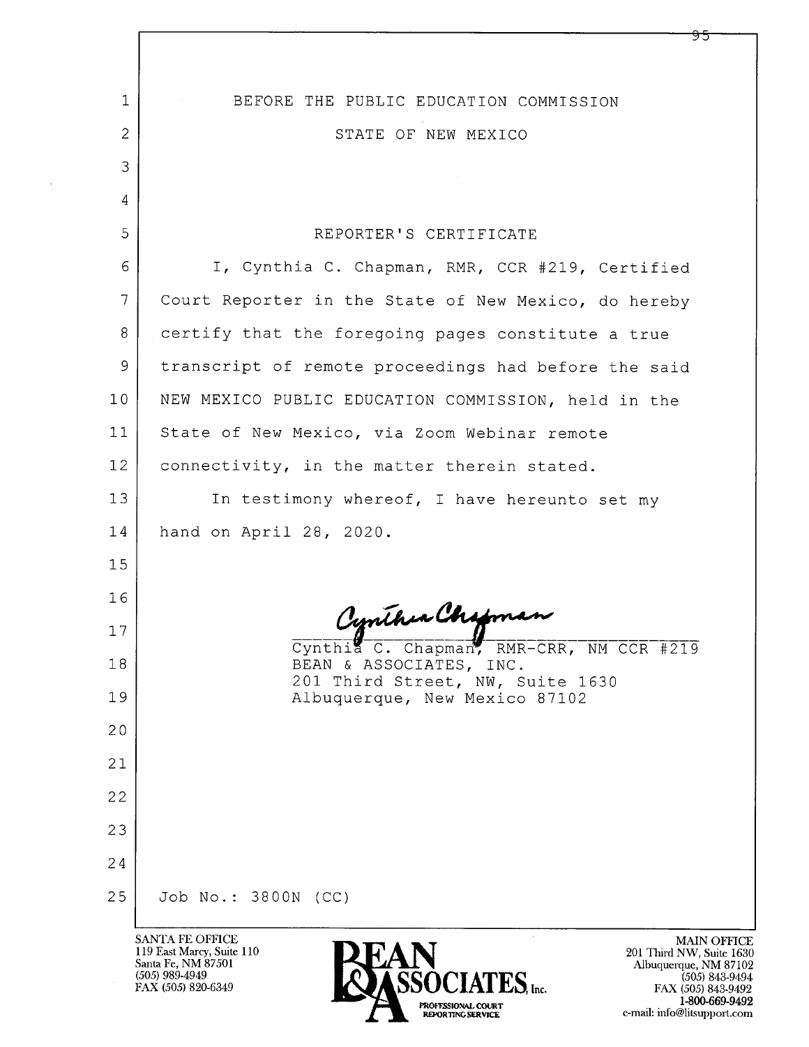BEFORE THE PUBLIC EDUCATION COMMISSION

STATE OF NEW MEXICO

REPORTER'S CERTIFICATE

I, Cynthia C. Chapman, RMR, CCR #219, Certified Court Reporter in the State of New Mexico, do hereby certify that the foregoing pages constitute a true transcript of remote proceedings had before the said NEW MEXICO PUBLIC EDUCATION COMMISSION, held in the State of New Mexico, via Zoom Webinar remote connectivity, in the matter therein stated.

In testimony whereof, I have hereunto set my hand on April 28, 2020.

Cynthia Chapman

Cynthia C. Chapman, RMR-CRR, NM CCR #219
BEAN & ASSOCIATES, INC.
201 Third Street, NW, Suite 1630
Albuquerque, New Mexico 87102

Job No.: 3800N (CC)

SANTA FE OFFICE
119 East Marcy, Suite 110
Santa Fe, NM 87501
(505) 989-4949
FAX (505) 820-6349

BEAN & ASSOCIATES, Inc.
PROFESSIONAL COURT REPORTING SERVICE

MAIN OFFICE
201 Third NW, Suite 1630
Albuquerque, NM 87102
(505) 843-9494
FAX (505) 843-9492
1-800-669-9492
e-mail: info@litsupport.com